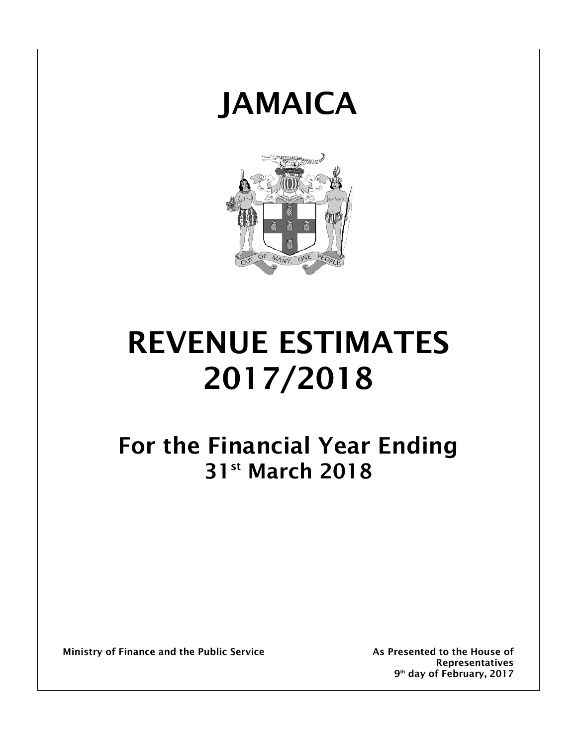# JAMAICA

# REVENUE ESTIMATES 2017/2018

## For the Financial Year Ending 31st March 2018

**Ministry of Finance and the Public Service**

**As Presented to the House of Representatives 9th day of February, 2017**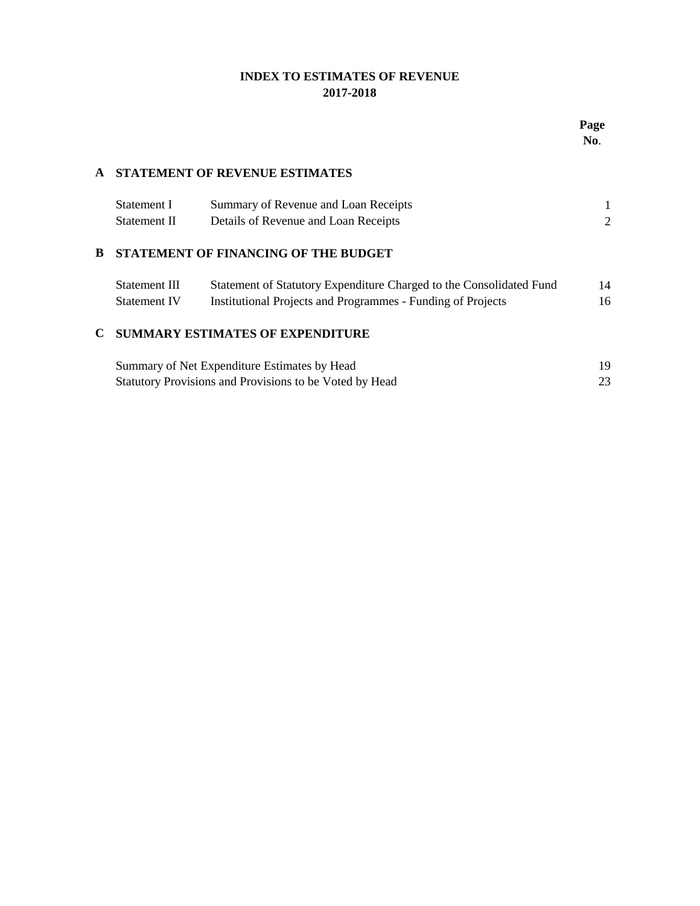# INDEX TO ESTIMATES OF REVENUE
## 2017-2018

| | | | Page No. |
|---|---|---|---|
| **A** | **STATEMENT OF REVENUE ESTIMATES** | | |
| | Statement I | Summary of Revenue and Loan Receipts | 1 |
| | Statement II | Details of Revenue and Loan Receipts | 2 |
| **B** | **STATEMENT OF FINANCING OF THE BUDGET** | | |
| | Statement III | Statement of Statutory Expenditure Charged to the Consolidated Fund | 14 |
| | Statement IV | Institutional Projects and Programmes - Funding of Projects | 16 |
| **C** | **SUMMARY ESTIMATES OF EXPENDITURE** | | |
| | Summary of Net Expenditure Estimates by Head | | 19 |
| | Statutory Provisions and Provisions to be Voted by Head | | 23 |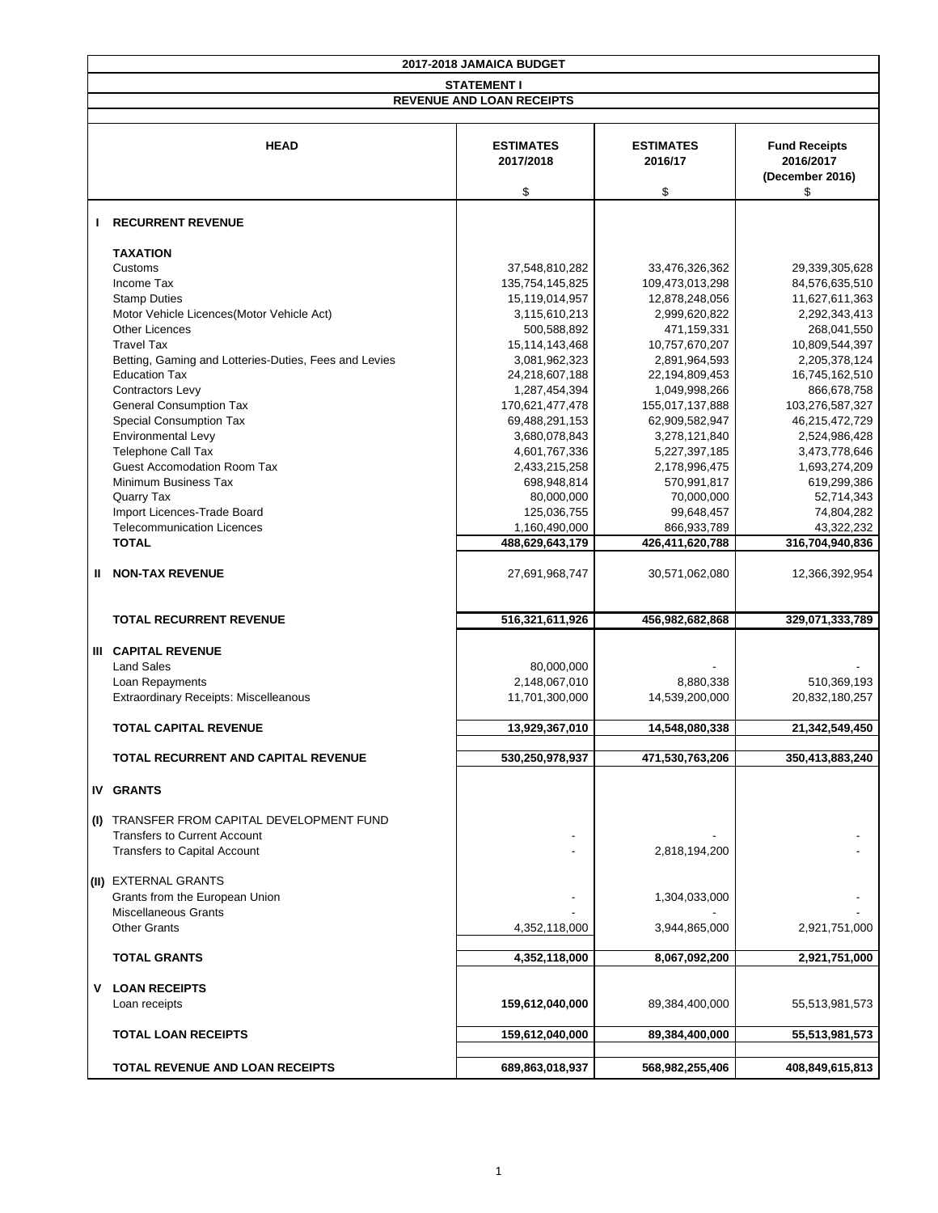# 2017-2018 JAMAICA BUDGET

## STATEMENT I

## REVENUE AND LOAN RECEIPTS

| | HEAD | ESTIMATES 2017/2018 | ESTIMATES 2016/17 | Fund Receipts 2016/2017 (December 2016) |
|---|---|---|---|---|
| | | $ | $ | $ |
| **I** | **RECURRENT REVENUE** | | | |
| | **TAXATION** | | | |
| | Customs | 37,548,810,282 | 33,476,326,362 | 29,339,305,628 |
| | Income Tax | 135,754,145,825 | 109,473,013,298 | 84,576,635,510 |
| | Stamp Duties | 15,119,014,957 | 12,878,248,056 | 11,627,611,363 |
| | Motor Vehicle Licences(Motor Vehicle Act) | 3,115,610,213 | 2,999,620,822 | 2,292,343,413 |
| | Other Licences | 500,588,892 | 471,159,331 | 268,041,550 |
| | Travel Tax | 15,114,143,468 | 10,757,670,207 | 10,809,544,397 |
| | Betting, Gaming and Lotteries-Duties, Fees and Levies | 3,081,962,323 | 2,891,964,593 | 2,205,378,124 |
| | Education Tax | 24,218,607,188 | 22,194,809,453 | 16,745,162,510 |
| | Contractors Levy | 1,287,454,394 | 1,049,998,266 | 866,678,758 |
| | General Consumption Tax | 170,621,477,478 | 155,017,137,888 | 103,276,587,327 |
| | Special Consumption Tax | 69,488,291,153 | 62,909,582,947 | 46,215,472,729 |
| | Environmental Levy | 3,680,078,843 | 3,278,121,840 | 2,524,986,428 |
| | Telephone Call Tax | 4,601,767,336 | 5,227,397,185 | 3,473,778,646 |
| | Guest Accomodation Room Tax | 2,433,215,258 | 2,178,996,475 | 1,693,274,209 |
| | Minimum Business Tax | 698,948,814 | 570,991,817 | 619,299,386 |
| | Quarry Tax | 80,000,000 | 70,000,000 | 52,714,343 |
| | Import Licences-Trade Board | 125,036,755 | 99,648,457 | 74,804,282 |
| | Telecommunication Licences | 1,160,490,000 | 866,933,789 | 43,322,232 |
| | **TOTAL** | **488,629,643,179** | **426,411,620,788** | **316,704,940,836** |
| **II** | **NON-TAX REVENUE** | 27,691,968,747 | 30,571,062,080 | 12,366,392,954 |
| | **TOTAL RECURRENT REVENUE** | **516,321,611,926** | **456,982,682,868** | **329,071,333,789** |
| **III** | **CAPITAL REVENUE** | | | |
| | Land Sales | 80,000,000 | - | - |
| | Loan Repayments | 2,148,067,010 | 8,880,338 | 510,369,193 |
| | Extraordinary Receipts: Miscelleanous | 11,701,300,000 | 14,539,200,000 | 20,832,180,257 |
| | **TOTAL CAPITAL REVENUE** | **13,929,367,010** | **14,548,080,338** | **21,342,549,450** |
| | **TOTAL RECURRENT AND CAPITAL REVENUE** | **530,250,978,937** | **471,530,763,206** | **350,413,883,240** |
| **IV** | **GRANTS** | | | |
| **(I)** | TRANSFER FROM CAPITAL DEVELOPMENT FUND | | | |
| | Transfers to Current Account | - | - | - |
| | Transfers to Capital Account | - | 2,818,194,200 | - |
| **(II)** | EXTERNAL GRANTS | | | |
| | Grants from the European Union | - | 1,304,033,000 | - |
| | Miscellaneous Grants | - | - | - |
| | Other Grants | 4,352,118,000 | 3,944,865,000 | 2,921,751,000 |
| | **TOTAL GRANTS** | **4,352,118,000** | **8,067,092,200** | **2,921,751,000** |
| **V** | **LOAN RECEIPTS** | | | |
| | Loan receipts | **159,612,040,000** | 89,384,400,000 | 55,513,981,573 |
| | **TOTAL LOAN RECEIPTS** | **159,612,040,000** | **89,384,400,000** | **55,513,981,573** |
| | **TOTAL REVENUE AND LOAN RECEIPTS** | **689,863,018,937** | **568,982,255,406** | **408,849,615,813** |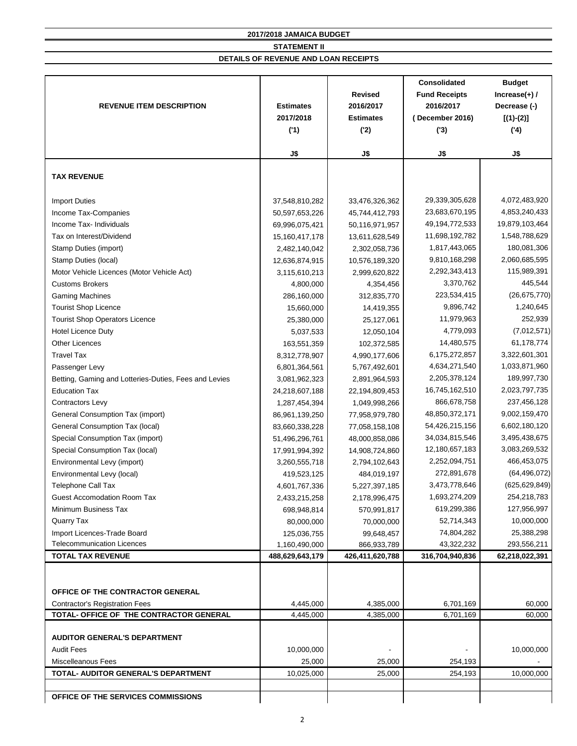**2017/2018 JAMAICA BUDGET**

**STATEMENT II**

**DETAILS OF REVENUE AND LOAN RECEIPTS**

| REVENUE ITEM DESCRIPTION | Estimates 2017/2018 ('1) J$ | Revised 2016/2017 Estimates ('2) J$ | Consolidated Fund Receipts 2016/2017 ( December 2016) ('3) J$ | Budget Increase(+) / Decrease (-) [(1)-(2)] ('4) J$ |
|---|---|---|---|---|
| **TAX REVENUE** | | | | |
| Import Duties | 37,548,810,282 | 33,476,326,362 | 29,339,305,628 | 4,072,483,920 |
| Income Tax-Companies | 50,597,653,226 | 45,744,412,793 | 23,683,670,195 | 4,853,240,433 |
| Income Tax- Individuals | 69,996,075,421 | 50,116,971,957 | 49,194,772,533 | 19,879,103,464 |
| Tax on Interest/Dividend | 15,160,417,178 | 13,611,628,549 | 11,698,192,782 | 1,548,788,629 |
| Stamp Duties (import) | 2,482,140,042 | 2,302,058,736 | 1,817,443,065 | 180,081,306 |
| Stamp Duties (local) | 12,636,874,915 | 10,576,189,320 | 9,810,168,298 | 2,060,685,595 |
| Motor Vehicle Licences (Motor Vehicle Act) | 3,115,610,213 | 2,999,620,822 | 2,292,343,413 | 115,989,391 |
| Customs Brokers | 4,800,000 | 4,354,456 | 3,370,762 | 445,544 |
| Gaming Machines | 286,160,000 | 312,835,770 | 223,534,415 | (26,675,770) |
| Tourist Shop Licence | 15,660,000 | 14,419,355 | 9,896,742 | 1,240,645 |
| Tourist Shop Operators Licence | 25,380,000 | 25,127,061 | 11,979,963 | 252,939 |
| Hotel Licence Duty | 5,037,533 | 12,050,104 | 4,779,093 | (7,012,571) |
| Other Licences | 163,551,359 | 102,372,585 | 14,480,575 | 61,178,774 |
| Travel Tax | 8,312,778,907 | 4,990,177,606 | 6,175,272,857 | 3,322,601,301 |
| Passenger Levy | 6,801,364,561 | 5,767,492,601 | 4,634,271,540 | 1,033,871,960 |
| Betting, Gaming and Lotteries-Duties, Fees and Levies | 3,081,962,323 | 2,891,964,593 | 2,205,378,124 | 189,997,730 |
| Education Tax | 24,218,607,188 | 22,194,809,453 | 16,745,162,510 | 2,023,797,735 |
| Contractors Levy | 1,287,454,394 | 1,049,998,266 | 866,678,758 | 237,456,128 |
| General Consumption Tax (import) | 86,961,139,250 | 77,958,979,780 | 48,850,372,171 | 9,002,159,470 |
| General Consumption Tax (local) | 83,660,338,228 | 77,058,158,108 | 54,426,215,156 | 6,602,180,120 |
| Special Consumption Tax (import) | 51,496,296,761 | 48,000,858,086 | 34,034,815,546 | 3,495,438,675 |
| Special Consumption Tax (local) | 17,991,994,392 | 14,908,724,860 | 12,180,657,183 | 3,083,269,532 |
| Environmental Levy (import) | 3,260,555,718 | 2,794,102,643 | 2,252,094,751 | 466,453,075 |
| Environmental Levy (local) | 419,523,125 | 484,019,197 | 272,891,678 | (64,496,072) |
| Telephone Call Tax | 4,601,767,336 | 5,227,397,185 | 3,473,778,646 | (625,629,849) |
| Guest Accomodation Room Tax | 2,433,215,258 | 2,178,996,475 | 1,693,274,209 | 254,218,783 |
| Minimum Business Tax | 698,948,814 | 570,991,817 | 619,299,386 | 127,956,997 |
| Quarry Tax | 80,000,000 | 70,000,000 | 52,714,343 | 10,000,000 |
| Import Licences-Trade Board | 125,036,755 | 99,648,457 | 74,804,282 | 25,388,298 |
| Telecommunication Licences | 1,160,490,000 | 866,933,789 | 43,322,232 | 293,556,211 |
| **TOTAL TAX REVENUE** | **488,629,643,179** | **426,411,620,788** | **316,704,940,836** | **62,218,022,391** |
| | | | | |
| **OFFICE OF THE CONTRACTOR GENERAL** | | | | |
| Contractor's Registration Fees | 4,445,000 | 4,385,000 | 6,701,169 | 60,000 |
| **TOTAL- OFFICE OF THE CONTRACTOR GENERAL** | **4,445,000** | **4,385,000** | **6,701,169** | **60,000** |
| | | | | |
| **AUDITOR GENERAL'S DEPARTMENT** | | | | |
| Audit Fees | 10,000,000 | - | - | 10,000,000 |
| Miscelleanous Fees | 25,000 | 25,000 | 254,193 | - |
| **TOTAL- AUDITOR GENERAL'S DEPARTMENT** | **10,025,000** | **25,000** | **254,193** | **10,000,000** |
| | | | | |
| **OFFICE OF THE SERVICES COMMISSIONS** | | | | |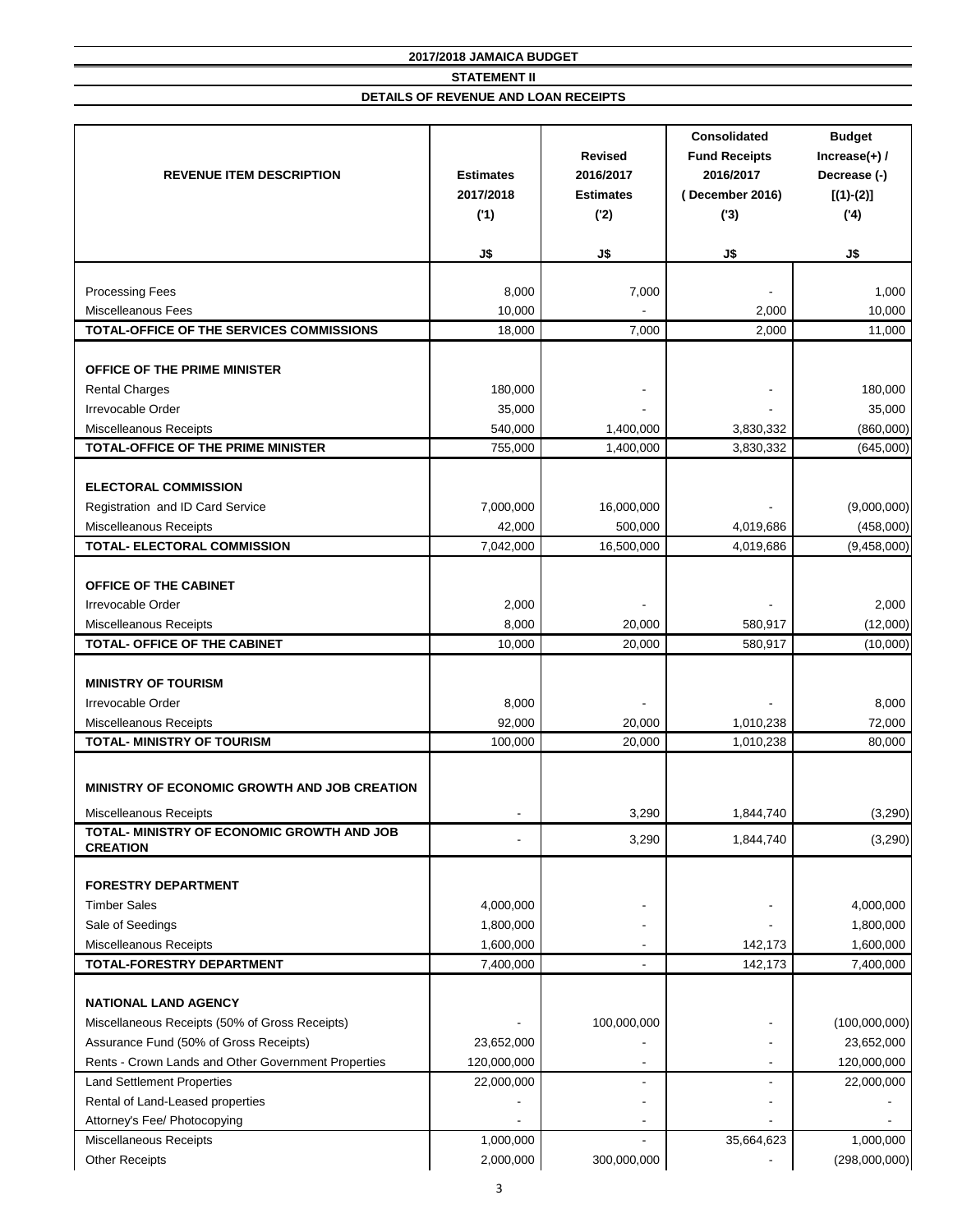**2017/2018 JAMAICA BUDGET**

**STATEMENT II**

**DETAILS OF REVENUE AND LOAN RECEIPTS**

| REVENUE ITEM DESCRIPTION | Estimates 2017/2018 ('1) J$ | Revised 2016/2017 Estimates ('2) J$ | Consolidated Fund Receipts 2016/2017 ( December 2016) ('3) J$ | Budget Increase(+) / Decrease (-) [(1)-(2)] ('4) J$ |
|---|---|---|---|---|
| Processing Fees | 8,000 | 7,000 | - | 1,000 |
| Miscelleanous Fees | 10,000 | - | 2,000 | 10,000 |
| **TOTAL-OFFICE OF THE SERVICES COMMISSIONS** | 18,000 | 7,000 | 2,000 | 11,000 |
| **OFFICE OF THE PRIME MINISTER** | | | | |
| Rental Charges | 180,000 | - | - | 180,000 |
| Irrevocable Order | 35,000 | - | - | 35,000 |
| Miscelleanous Receipts | 540,000 | 1,400,000 | 3,830,332 | (860,000) |
| **TOTAL-OFFICE OF THE PRIME MINISTER** | 755,000 | 1,400,000 | 3,830,332 | (645,000) |
| **ELECTORAL COMMISSION** | | | | |
| Registration and ID Card Service | 7,000,000 | 16,000,000 | - | (9,000,000) |
| Miscelleanous Receipts | 42,000 | 500,000 | 4,019,686 | (458,000) |
| **TOTAL- ELECTORAL COMMISSION** | 7,042,000 | 16,500,000 | 4,019,686 | (9,458,000) |
| **OFFICE OF THE CABINET** | | | | |
| Irrevocable Order | 2,000 | - | - | 2,000 |
| Miscelleanous Receipts | 8,000 | 20,000 | 580,917 | (12,000) |
| **TOTAL- OFFICE OF THE CABINET** | 10,000 | 20,000 | 580,917 | (10,000) |
| **MINISTRY OF TOURISM** | | | | |
| Irrevocable Order | 8,000 | - | - | 8,000 |
| Miscelleanous Receipts | 92,000 | 20,000 | 1,010,238 | 72,000 |
| **TOTAL- MINISTRY OF TOURISM** | 100,000 | 20,000 | 1,010,238 | 80,000 |
| **MINISTRY OF ECONOMIC GROWTH AND JOB CREATION** | | | | |
| Miscelleanous Receipts | - | 3,290 | 1,844,740 | (3,290) |
| **TOTAL- MINISTRY OF ECONOMIC GROWTH AND JOB CREATION** | - | 3,290 | 1,844,740 | (3,290) |
| **FORESTRY DEPARTMENT** | | | | |
| Timber Sales | 4,000,000 | - | - | 4,000,000 |
| Sale of Seedings | 1,800,000 | - | - | 1,800,000 |
| Miscelleanous Receipts | 1,600,000 | - | 142,173 | 1,600,000 |
| **TOTAL-FORESTRY DEPARTMENT** | 7,400,000 | - | 142,173 | 7,400,000 |
| **NATIONAL LAND AGENCY** | | | | |
| Miscellaneous Receipts (50% of Gross Receipts) | - | 100,000,000 | - | (100,000,000) |
| Assurance Fund (50% of Gross Receipts) | 23,652,000 | - | - | 23,652,000 |
| Rents - Crown Lands and Other Government Properties | 120,000,000 | - | - | 120,000,000 |
| Land Settlement Properties | 22,000,000 | - | - | 22,000,000 |
| Rental of Land-Leased properties | - | - | - | - |
| Attorney's Fee/ Photocopying | - | - | - | - |
| Miscelleanous Receipts | 1,000,000 | - | 35,664,623 | 1,000,000 |
| Other Receipts | 2,000,000 | 300,000,000 | - | (298,000,000) |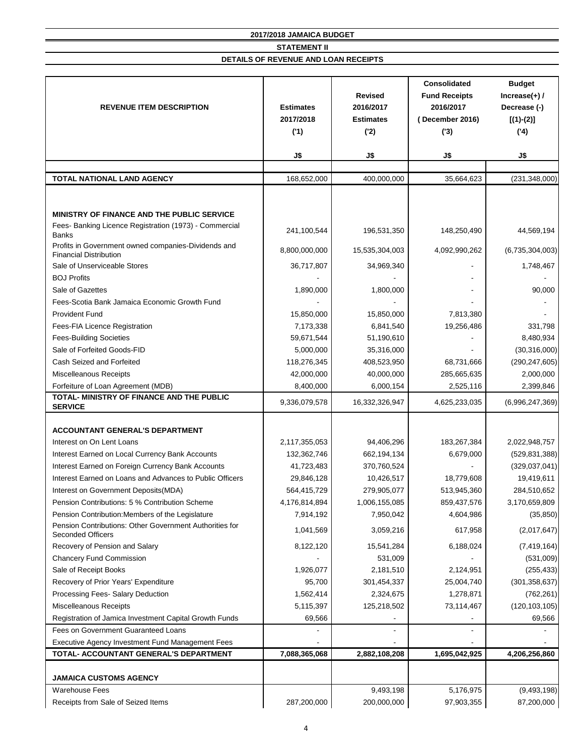**2017/2018 JAMAICA BUDGET**

**STATEMENT II**

**DETAILS OF REVENUE AND LOAN RECEIPTS**

| REVENUE ITEM DESCRIPTION | Estimates 2017/2018 ('1) J$ | Revised 2016/2017 Estimates ('2) J$ | Consolidated Fund Receipts 2016/2017 ( December 2016) ('3) J$ | Budget Increase(+) / Decrease (-) [(1)-(2)] ('4) J$ |
|---|---|---|---|---|
| **TOTAL NATIONAL LAND AGENCY** | 168,652,000 | 400,000,000 | 35,664,623 | (231,348,000) |
| | | | | |
| **MINISTRY OF FINANCE AND THE PUBLIC SERVICE** | | | | |
| Fees- Banking Licence Registration (1973) - Commercial Banks | 241,100,544 | 196,531,350 | 148,250,490 | 44,569,194 |
| Profits in Government owned companies-Dividends and Financial Distribution | 8,800,000,000 | 15,535,304,003 | 4,092,990,262 | (6,735,304,003) |
| Sale of Unserviceable Stores | 36,717,807 | 34,969,340 | - | 1,748,467 |
| BOJ Profits | - | - | - | - |
| Sale of Gazettes | 1,890,000 | 1,800,000 | - | 90,000 |
| Fees-Scotia Bank Jamaica Economic Growth Fund | - | - | - | - |
| Provident Fund | 15,850,000 | 15,850,000 | 7,813,380 | - |
| Fees-FIA Licence Registration | 7,173,338 | 6,841,540 | 19,256,486 | 331,798 |
| Fees-Building Societies | 59,671,544 | 51,190,610 | - | 8,480,934 |
| Sale of Forfeited Goods-FID | 5,000,000 | 35,316,000 | - | (30,316,000) |
| Cash Seized and Forfeited | 118,276,345 | 408,523,950 | 68,731,666 | (290,247,605) |
| Miscelleanous Receipts | 42,000,000 | 40,000,000 | 285,665,635 | 2,000,000 |
| Forfeiture of Loan Agreement (MDB) | 8,400,000 | 6,000,154 | 2,525,116 | 2,399,846 |
| **TOTAL- MINISTRY OF FINANCE AND THE PUBLIC SERVICE** | 9,336,079,578 | 16,332,326,947 | 4,625,233,035 | (6,996,247,369) |
| | | | | |
| **ACCOUNTANT GENERAL'S DEPARTMENT** | | | | |
| Interest on On Lent Loans | 2,117,355,053 | 94,406,296 | 183,267,384 | 2,022,948,757 |
| Interest Earned on Local Currency Bank Accounts | 132,362,746 | 662,194,134 | 6,679,000 | (529,831,388) |
| Interest Earned on Foreign Currency Bank Accounts | 41,723,483 | 370,760,524 | - | (329,037,041) |
| Interest Earned on Loans and Advances to Public Officers | 29,846,128 | 10,426,517 | 18,779,608 | 19,419,611 |
| Interest on Government Deposits(MDA) | 564,415,729 | 279,905,077 | 513,945,360 | 284,510,652 |
| Pension Contributions: 5 % Contribution Scheme | 4,176,814,894 | 1,006,155,085 | 859,437,576 | 3,170,659,809 |
| Pension Contribution:Members of the Legislature | 7,914,192 | 7,950,042 | 4,604,986 | (35,850) |
| Pension Contributions: Other Government Authorities for Seconded Officers | 1,041,569 | 3,059,216 | 617,958 | (2,017,647) |
| Recovery of Pension and Salary | 8,122,120 | 15,541,284 | 6,188,024 | (7,419,164) |
| Chancery Fund Commission | - | 531,009 | - | (531,009) |
| Sale of Receipt Books | 1,926,077 | 2,181,510 | 2,124,951 | (255,433) |
| Recovery of Prior Years' Expenditure | 95,700 | 301,454,337 | 25,004,740 | (301,358,637) |
| Processing Fees- Salary Deduction | 1,562,414 | 2,324,675 | 1,278,871 | (762,261) |
| Miscelleanous Receipts | 5,115,397 | 125,218,502 | 73,114,467 | (120,103,105) |
| Registration of Jamica Investment Capital Growth Funds | 69,566 | - | - | 69,566 |
| Fees on Government Guaranteed Loans | - | - | - | - |
| Executive Agency Investment Fund Management Fees | - | - | - | - |
| **TOTAL- ACCOUNTANT GENERAL'S DEPARTMENT** | **7,088,365,068** | **2,882,108,208** | **1,695,042,925** | **4,206,256,860** |
| | | | | |
| **JAMAICA CUSTOMS AGENCY** | | | | |
| Warehouse Fees | | 9,493,198 | 5,176,975 | (9,493,198) |
| Receipts from Sale of Seized Items | 287,200,000 | 200,000,000 | 97,903,355 | 87,200,000 |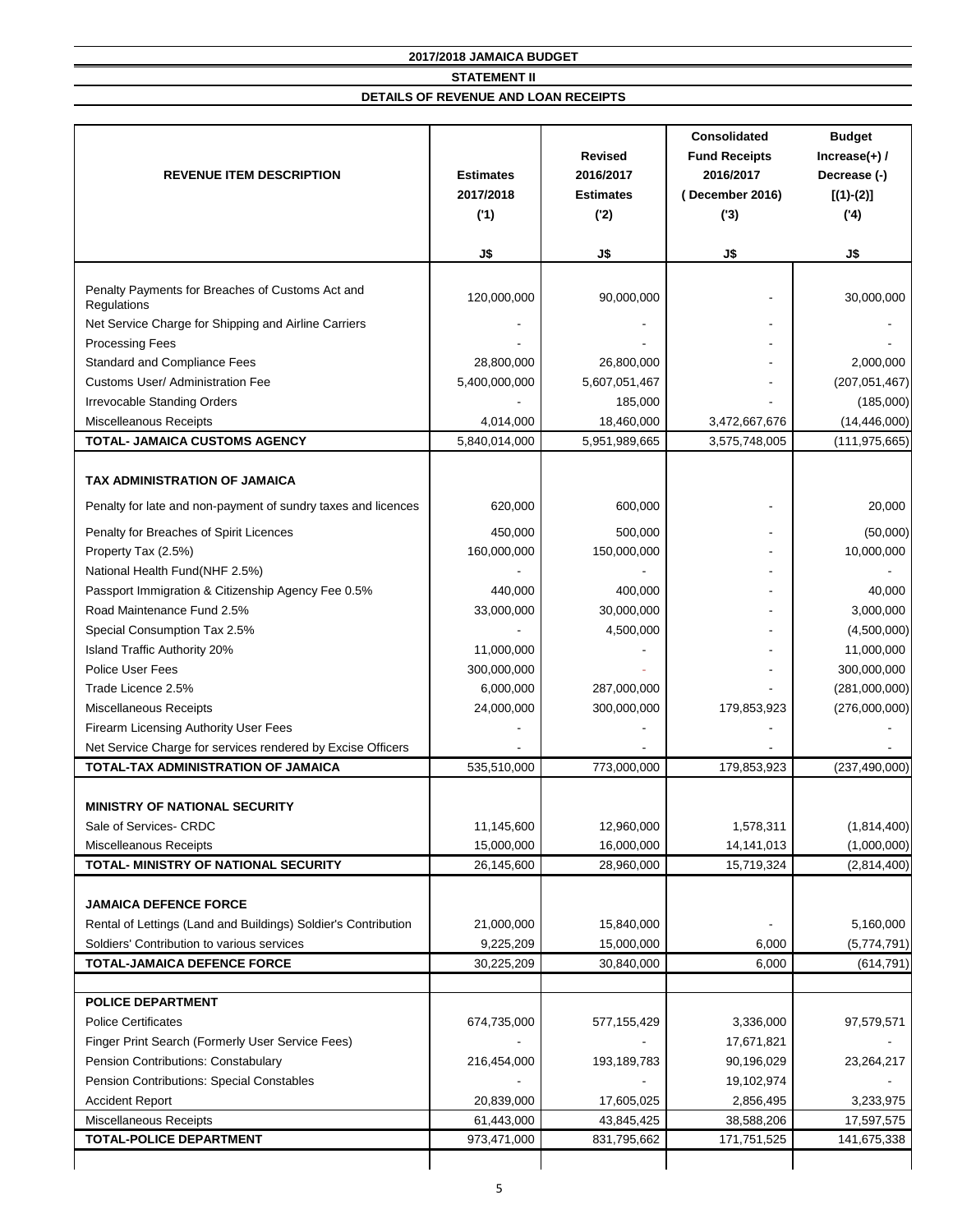## 2017/2018 JAMAICA BUDGET

### STATEMENT II

### DETAILS OF REVENUE AND LOAN RECEIPTS

| REVENUE ITEM DESCRIPTION | Estimates 2017/2018 ('1) J$ | Revised 2016/2017 Estimates ('2) J$ | Consolidated Fund Receipts 2016/2017 (December 2016) ('3) J$ | Budget Increase(+) / Decrease (-) [(1)-(2)] ('4) J$ |
|---|---|---|---|---|
| Penalty Payments for Breaches of Customs Act and Regulations | 120,000,000 | 90,000,000 | - | 30,000,000 |
| Net Service Charge for Shipping and Airline Carriers | - | - | - | - |
| Processing Fees | - | - | - | - |
| Standard and Compliance Fees | 28,800,000 | 26,800,000 | - | 2,000,000 |
| Customs User/ Administration Fee | 5,400,000,000 | 5,607,051,467 | - | (207,051,467) |
| Irrevocable Standing Orders | - | 185,000 | - | (185,000) |
| Miscelleanous Receipts | 4,014,000 | 18,460,000 | 3,472,667,676 | (14,446,000) |
| **TOTAL- JAMAICA CUSTOMS AGENCY** | 5,840,014,000 | 5,951,989,665 | 3,575,748,005 | (111,975,665) |
| | | | | |
| **TAX ADMINISTRATION OF JAMAICA** | | | | |
| Penalty for late and non-payment of sundry taxes and licences | 620,000 | 600,000 | - | 20,000 |
| Penalty for Breaches of Spirit Licences | 450,000 | 500,000 | - | (50,000) |
| Property Tax (2.5%) | 160,000,000 | 150,000,000 | - | 10,000,000 |
| National Health Fund(NHF 2.5%) | - | - | - | - |
| Passport Immigration & Citizenship Agency Fee 0.5% | 440,000 | 400,000 | - | 40,000 |
| Road Maintenance Fund 2.5% | 33,000,000 | 30,000,000 | - | 3,000,000 |
| Special Consumption Tax 2.5% | - | 4,500,000 | - | (4,500,000) |
| Island Traffic Authority 20% | 11,000,000 | - | - | 11,000,000 |
| Police User Fees | 300,000,000 | - | - | 300,000,000 |
| Trade Licence 2.5% | 6,000,000 | 287,000,000 | - | (281,000,000) |
| Miscellaneous Receipts | 24,000,000 | 300,000,000 | 179,853,923 | (276,000,000) |
| Firearm Licensing Authority User Fees | - | - | - | - |
| Net Service Charge for services rendered by Excise Officers | - | - | - | - |
| **TOTAL-TAX ADMINISTRATION OF JAMAICA** | 535,510,000 | 773,000,000 | 179,853,923 | (237,490,000) |
| | | | | |
| **MINISTRY OF NATIONAL SECURITY** | | | | |
| Sale of Services- CRDC | 11,145,600 | 12,960,000 | 1,578,311 | (1,814,400) |
| Miscellaneous Receipts | 15,000,000 | 16,000,000 | 14,141,013 | (1,000,000) |
| **TOTAL- MINISTRY OF NATIONAL SECURITY** | 26,145,600 | 28,960,000 | 15,719,324 | (2,814,400) |
| | | | | |
| **JAMAICA DEFENCE FORCE** | | | | |
| Rental of Lettings (Land and Buildings) Soldier's Contribution | 21,000,000 | 15,840,000 | - | 5,160,000 |
| Soldiers' Contribution to various services | 9,225,209 | 15,000,000 | 6,000 | (5,774,791) |
| **TOTAL-JAMAICA DEFENCE FORCE** | 30,225,209 | 30,840,000 | 6,000 | (614,791) |
| | | | | |
| **POLICE DEPARTMENT** | | | | |
| Police Certificates | 674,735,000 | 577,155,429 | 3,336,000 | 97,579,571 |
| Finger Print Search (Formerly User Service Fees) | - | - | 17,671,821 | - |
| Pension Contributions: Constabulary | 216,454,000 | 193,189,783 | 90,196,029 | 23,264,217 |
| Pension Contributions: Special Constables | - | - | 19,102,974 | - |
| Accident Report | 20,839,000 | 17,605,025 | 2,856,495 | 3,233,975 |
| Miscellaneous Receipts | 61,443,000 | 43,845,425 | 38,588,206 | 17,597,575 |
| **TOTAL-POLICE DEPARTMENT** | 973,471,000 | 831,795,662 | 171,751,525 | 141,675,338 |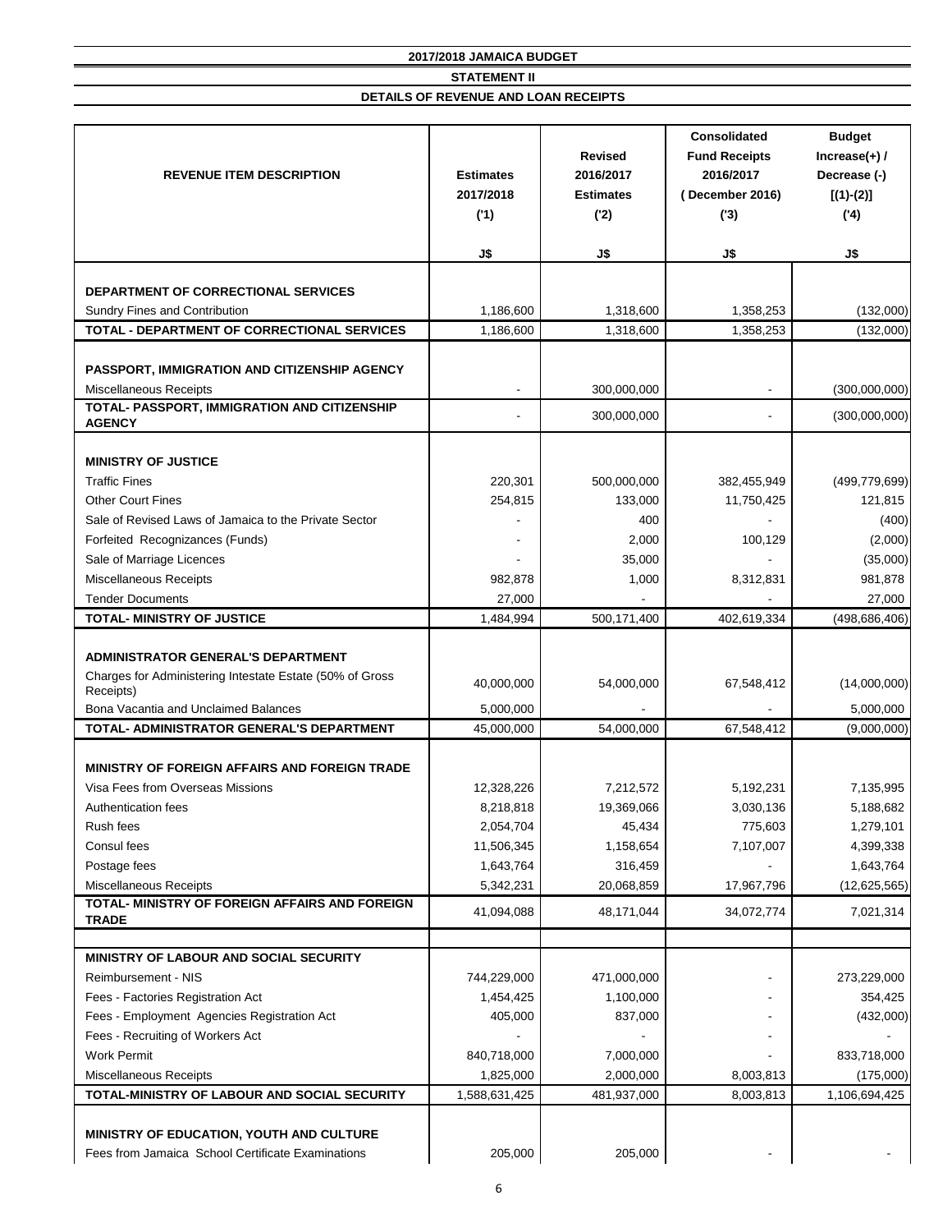**2017/2018 JAMAICA BUDGET**

**STATEMENT II**

**DETAILS OF REVENUE AND LOAN RECEIPTS**

| REVENUE ITEM DESCRIPTION | Estimates 2017/2018 ('1) J$ | Revised 2016/2017 Estimates ('2) J$ | Consolidated Fund Receipts 2016/2017 (December 2016) ('3) J$ | Budget Increase(+) / Decrease (-) [(1)-(2)] ('4) J$ |
|---|---|---|---|---|
| **DEPARTMENT OF CORRECTIONAL SERVICES** | | | | |
| Sundry Fines and Contribution | 1,186,600 | 1,318,600 | 1,358,253 | (132,000) |
| **TOTAL - DEPARTMENT OF CORRECTIONAL SERVICES** | 1,186,600 | 1,318,600 | 1,358,253 | (132,000) |
| **PASSPORT, IMMIGRATION AND CITIZENSHIP AGENCY** | | | | |
| Miscellaneous Receipts | - | 300,000,000 | - | (300,000,000) |
| **TOTAL- PASSPORT, IMMIGRATION AND CITIZENSHIP AGENCY** | - | 300,000,000 | - | (300,000,000) |
| **MINISTRY OF JUSTICE** | | | | |
| Traffic Fines | 220,301 | 500,000,000 | 382,455,949 | (499,779,699) |
| Other Court Fines | 254,815 | 133,000 | 11,750,425 | 121,815 |
| Sale of Revised Laws of Jamaica to the Private Sector | - | 400 | - | (400) |
| Forfeited Recognizances (Funds) | - | 2,000 | 100,129 | (2,000) |
| Sale of Marriage Licences | - | 35,000 | - | (35,000) |
| Miscellaneous Receipts | 982,878 | 1,000 | 8,312,831 | 981,878 |
| Tender Documents | 27,000 | - | - | 27,000 |
| **TOTAL- MINISTRY OF JUSTICE** | 1,484,994 | 500,171,400 | 402,619,334 | (498,686,406) |
| **ADMINISTRATOR GENERAL'S DEPARTMENT** | | | | |
| Charges for Administering Intestate Estate (50% of Gross Receipts) | 40,000,000 | 54,000,000 | 67,548,412 | (14,000,000) |
| Bona Vacantia and Unclaimed Balances | 5,000,000 | - | - | 5,000,000 |
| **TOTAL- ADMINISTRATOR GENERAL'S DEPARTMENT** | 45,000,000 | 54,000,000 | 67,548,412 | (9,000,000) |
| **MINISTRY OF FOREIGN AFFAIRS AND FOREIGN TRADE** | | | | |
| Visa Fees from Overseas Missions | 12,328,226 | 7,212,572 | 5,192,231 | 7,135,995 |
| Authentication fees | 8,218,818 | 19,369,066 | 3,030,136 | 5,188,682 |
| Rush fees | 2,054,704 | 45,434 | 775,603 | 1,279,101 |
| Consul fees | 11,506,345 | 1,158,654 | 7,107,007 | 4,399,338 |
| Postage fees | 1,643,764 | 316,459 | - | 1,643,764 |
| Miscellaneous Receipts | 5,342,231 | 20,068,859 | 17,967,796 | (12,625,565) |
| **TOTAL- MINISTRY OF FOREIGN AFFAIRS AND FOREIGN TRADE** | 41,094,088 | 48,171,044 | 34,072,774 | 7,021,314 |
| **MINISTRY OF LABOUR AND SOCIAL SECURITY** | | | | |
| Reimbursement - NIS | 744,229,000 | 471,000,000 | - | 273,229,000 |
| Fees - Factories Registration Act | 1,454,425 | 1,100,000 | - | 354,425 |
| Fees - Employment Agencies Registration Act | 405,000 | 837,000 | - | (432,000) |
| Fees - Recruiting of Workers Act | - | - | - | - |
| Work Permit | 840,718,000 | 7,000,000 | - | 833,718,000 |
| Miscellaneous Receipts | 1,825,000 | 2,000,000 | 8,003,813 | (175,000) |
| **TOTAL-MINISTRY OF LABOUR AND SOCIAL SECURITY** | 1,588,631,425 | 481,937,000 | 8,003,813 | 1,106,694,425 |
| **MINISTRY OF EDUCATION, YOUTH AND CULTURE** | | | | |
| Fees from Jamaica School Certificate Examinations | 205,000 | 205,000 | - | - |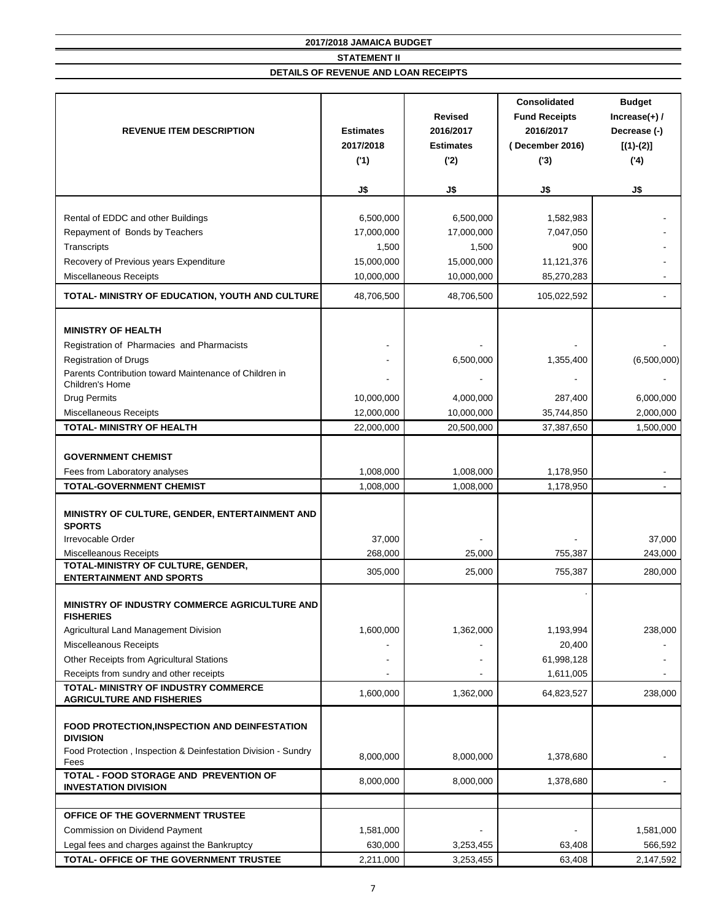**2017/2018 JAMAICA BUDGET**

**STATEMENT II**

**DETAILS OF REVENUE AND LOAN RECEIPTS**

| REVENUE ITEM DESCRIPTION | Estimates 2017/2018 ('1) J$ | Revised 2016/2017 Estimates ('2) J$ | Consolidated Fund Receipts 2016/2017 ( December 2016) ('3) J$ | Budget Increase(+) / Decrease (-) [(1)-(2)] ('4) J$ |
|---|---|---|---|---|
| Rental of EDDC and other Buildings | 6,500,000 | 6,500,000 | 1,582,983 | - |
| Repayment of Bonds by Teachers | 17,000,000 | 17,000,000 | 7,047,050 | - |
| Transcripts | 1,500 | 1,500 | 900 | - |
| Recovery of Previous years Expenditure | 15,000,000 | 15,000,000 | 11,121,376 | - |
| Miscellaneous Receipts | 10,000,000 | 10,000,000 | 85,270,283 | - |
| **TOTAL- MINISTRY OF EDUCATION, YOUTH AND CULTURE** | 48,706,500 | 48,706,500 | 105,022,592 | - |
| **MINISTRY OF HEALTH** | | | | |
| Registration of Pharmacies and Pharmacists | - | - | - | - |
| Registration of Drugs | - | 6,500,000 | 1,355,400 | (6,500,000) |
| Parents Contribution toward Maintenance of Children in Children's Home | - | - | - | - |
| Drug Permits | 10,000,000 | 4,000,000 | 287,400 | 6,000,000 |
| Miscellaneous Receipts | 12,000,000 | 10,000,000 | 35,744,850 | 2,000,000 |
| **TOTAL- MINISTRY OF HEALTH** | 22,000,000 | 20,500,000 | 37,387,650 | 1,500,000 |
| **GOVERNMENT CHEMIST** | | | | |
| Fees from Laboratory analyses | 1,008,000 | 1,008,000 | 1,178,950 | - |
| **TOTAL-GOVERNMENT CHEMIST** | 1,008,000 | 1,008,000 | 1,178,950 | - |
| **MINISTRY OF CULTURE, GENDER, ENTERTAINMENT AND SPORTS** | | | | |
| Irrevocable Order | 37,000 | - | - | 37,000 |
| Miscelleanous Receipts | 268,000 | 25,000 | 755,387 | 243,000 |
| **TOTAL-MINISTRY OF CULTURE, GENDER, ENTERTAINMENT AND SPORTS** | 305,000 | 25,000 | 755,387 | 280,000 |
| **MINISTRY OF INDUSTRY COMMERCE AGRICULTURE AND FISHERIES** | | | . | |
| Agricultural Land Management Division | 1,600,000 | 1,362,000 | 1,193,994 | 238,000 |
| Miscelleanous Receipts | - | - | 20,400 | - |
| Other Receipts from Agricultural Stations | - | - | 61,998,128 | - |
| Receipts from sundry and other receipts | - | - | 1,611,005 | - |
| **TOTAL- MINISTRY OF INDUSTRY COMMERCE AGRICULTURE AND FISHERIES** | 1,600,000 | 1,362,000 | 64,823,527 | 238,000 |
| **FOOD PROTECTION,INSPECTION AND DEINFESTATION DIVISION** | | | | |
| Food Protection , Inspection & Deinfestation Division - Sundry Fees | 8,000,000 | 8,000,000 | 1,378,680 | - |
| **TOTAL - FOOD STORAGE AND PREVENTION OF INVESTATION DIVISION** | 8,000,000 | 8,000,000 | 1,378,680 | - |
| **OFFICE OF THE GOVERNMENT TRUSTEE** | | | | |
| Commission on Dividend Payment | 1,581,000 | - | - | 1,581,000 |
| Legal fees and charges against the Bankruptcy | 630,000 | 3,253,455 | 63,408 | 566,592 |
| **TOTAL- OFFICE OF THE GOVERNMENT TRUSTEE** | 2,211,000 | 3,253,455 | 63,408 | 2,147,592 |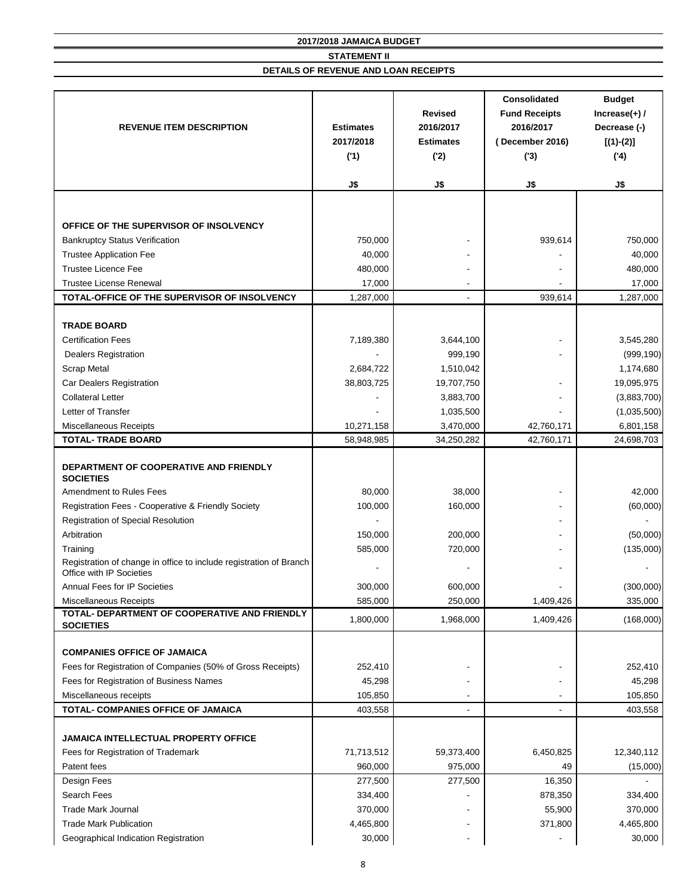**2017/2018 JAMAICA BUDGET**

**STATEMENT II**

**DETAILS OF REVENUE AND LOAN RECEIPTS**

| REVENUE ITEM DESCRIPTION | Estimates 2017/2018 ('1) J$ | Revised 2016/2017 Estimates ('2) J$ | Consolidated Fund Receipts 2016/2017 (December 2016) ('3) J$ | Budget Increase(+) / Decrease (-) [(1)-(2)] ('4) J$ |
|---|---|---|---|---|
| **OFFICE OF THE SUPERVISOR OF INSOLVENCY** | | | | |
| Bankruptcy Status Verification | 750,000 | - | 939,614 | 750,000 |
| Trustee Application Fee | 40,000 | - | - | 40,000 |
| Trustee Licence Fee | 480,000 | - | - | 480,000 |
| Trustee License Renewal | 17,000 | - | - | 17,000 |
| **TOTAL-OFFICE OF THE SUPERVISOR OF INSOLVENCY** | 1,287,000 | - | 939,614 | 1,287,000 |
| **TRADE BOARD** | | | | |
| Certification Fees | 7,189,380 | 3,644,100 | - | 3,545,280 |
| Dealers Registration | - | 999,190 | - | (999,190) |
| Scrap Metal | 2,684,722 | 1,510,042 | | 1,174,680 |
| Car Dealers Registration | 38,803,725 | 19,707,750 | - | 19,095,975 |
| Collateral Letter | - | 3,883,700 | - | (3,883,700) |
| Letter of Transfer | - | 1,035,500 | - | (1,035,500) |
| Miscellaneous Receipts | 10,271,158 | 3,470,000 | 42,760,171 | 6,801,158 |
| **TOTAL- TRADE BOARD** | 58,948,985 | 34,250,282 | 42,760,171 | 24,698,703 |
| **DEPARTMENT OF COOPERATIVE AND FRIENDLY SOCIETIES** | | | | |
| Amendment to Rules Fees | 80,000 | 38,000 | - | 42,000 |
| Registration Fees - Cooperative & Friendly Society | 100,000 | 160,000 | - | (60,000) |
| Registration of Special Resolution | - | | - | - |
| Arbitration | 150,000 | 200,000 | - | (50,000) |
| Training | 585,000 | 720,000 | - | (135,000) |
| Registration of change in office to include registration of Branch Office with IP Societies | - | - | - | - |
| Annual Fees for IP Societies | 300,000 | 600,000 | - | (300,000) |
| Miscellaneous Receipts | 585,000 | 250,000 | 1,409,426 | 335,000 |
| **TOTAL- DEPARTMENT OF COOPERATIVE AND FRIENDLY SOCIETIES** | 1,800,000 | 1,968,000 | 1,409,426 | (168,000) |
| **COMPANIES OFFICE OF JAMAICA** | | | | |
| Fees for Registration of Companies (50% of Gross Receipts) | 252,410 | - | - | 252,410 |
| Fees for Registration of Business Names | 45,298 | - | - | 45,298 |
| Miscellaneous receipts | 105,850 | - | - | 105,850 |
| **TOTAL- COMPANIES OFFICE OF JAMAICA** | 403,558 | - | - | 403,558 |
| **JAMAICA INTELLECTUAL PROPERTY OFFICE** | | | | |
| Fees for Registration of Trademark | 71,713,512 | 59,373,400 | 6,450,825 | 12,340,112 |
| Patent fees | 960,000 | 975,000 | 49 | (15,000) |
| Design Fees | 277,500 | 277,500 | 16,350 | - |
| Search Fees | 334,400 | - | 878,350 | 334,400 |
| Trade Mark Journal | 370,000 | - | 55,900 | 370,000 |
| Trade Mark Publication | 4,465,800 | - | 371,800 | 4,465,800 |
| Geographical Indication Registration | 30,000 | - | - | 30,000 |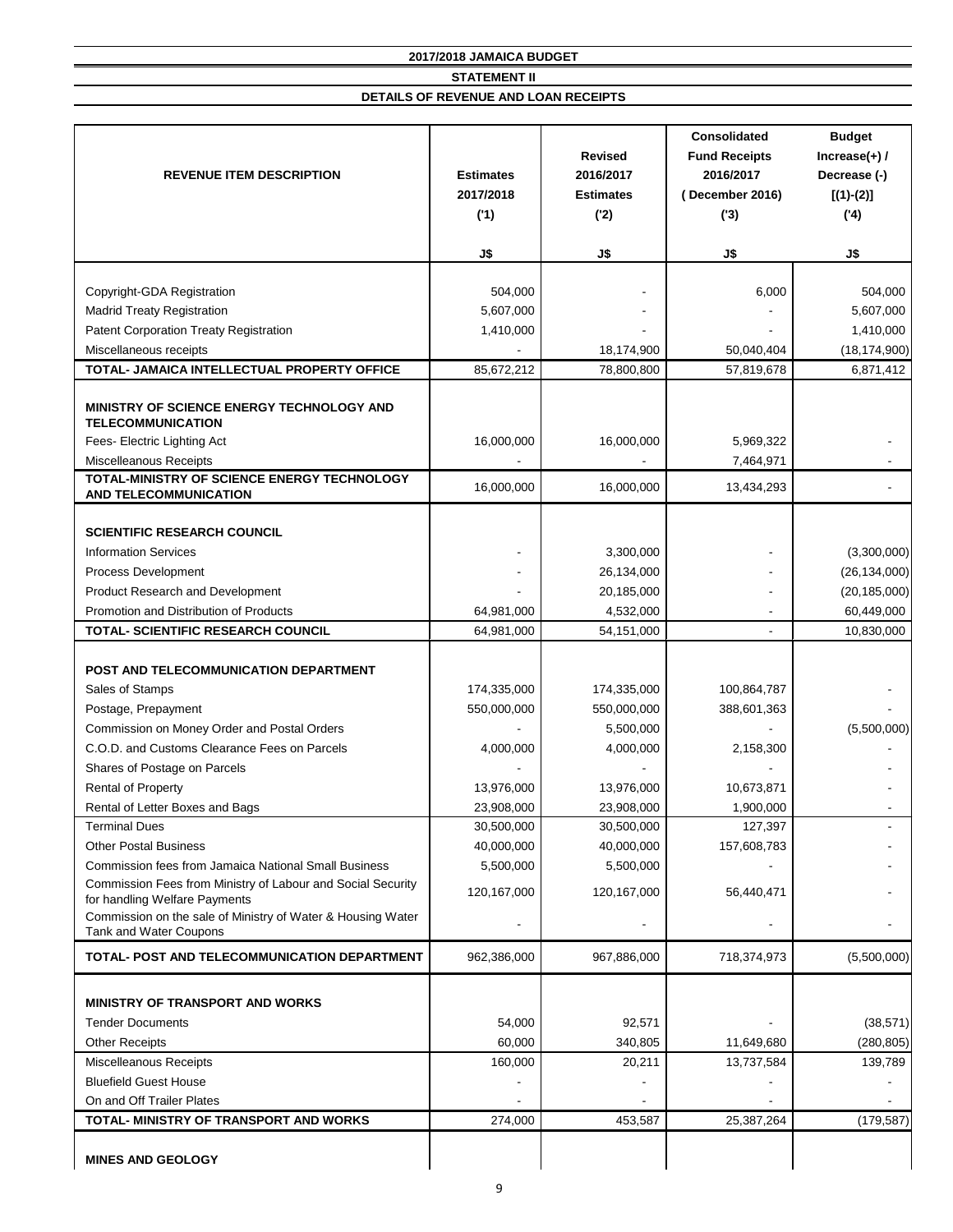**2017/2018 JAMAICA BUDGET**

**STATEMENT II**

**DETAILS OF REVENUE AND LOAN RECEIPTS**

| REVENUE ITEM DESCRIPTION | Estimates 2017/2018 ('1) J$ | Revised 2016/2017 Estimates ('2) J$ | Consolidated Fund Receipts 2016/2017 (December 2016) ('3) J$ | Budget Increase(+) / Decrease (-) [(1)-(2)] ('4) J$ |
|---|---|---|---|---|
| Copyright-GDA Registration | 504,000 | - | 6,000 | 504,000 |
| Madrid Treaty Registration | 5,607,000 | - | - | 5,607,000 |
| Patent Corporation Treaty Registration | 1,410,000 | - | - | 1,410,000 |
| Miscelleanous receipts | - | 18,174,900 | 50,040,404 | (18,174,900) |
| **TOTAL- JAMAICA INTELLECTUAL PROPERTY OFFICE** | 85,672,212 | 78,800,800 | 57,819,678 | 6,871,412 |
| | | | | |
| **MINISTRY OF SCIENCE ENERGY TECHNOLOGY AND TELECOMMUNICATION** | | | | |
| Fees- Electric Lighting Act | 16,000,000 | 16,000,000 | 5,969,322 | - |
| Miscelleanous Receipts | - | - | 7,464,971 | - |
| **TOTAL-MINISTRY OF SCIENCE ENERGY TECHNOLOGY AND TELECOMMUNICATION** | 16,000,000 | 16,000,000 | 13,434,293 | - |
| | | | | |
| **SCIENTIFIC RESEARCH COUNCIL** | | | | |
| Information Services | - | 3,300,000 | - | (3,300,000) |
| Process Development | - | 26,134,000 | - | (26,134,000) |
| Product Research and Development | - | 20,185,000 | - | (20,185,000) |
| Promotion and Distribution of Products | 64,981,000 | 4,532,000 | - | 60,449,000 |
| **TOTAL- SCIENTIFIC RESEARCH COUNCIL** | 64,981,000 | 54,151,000 | - | 10,830,000 |
| | | | | |
| **POST AND TELECOMMUNICATION DEPARTMENT** | | | | |
| Sales of Stamps | 174,335,000 | 174,335,000 | 100,864,787 | - |
| Postage, Prepayment | 550,000,000 | 550,000,000 | 388,601,363 | - |
| Commission on Money Order and Postal Orders | - | 5,500,000 | - | (5,500,000) |
| C.O.D. and Customs Clearance Fees on Parcels | 4,000,000 | 4,000,000 | 2,158,300 | - |
| Shares of Postage on Parcels | - | - | - | - |
| Rental of Property | 13,976,000 | 13,976,000 | 10,673,871 | - |
| Rental of Letter Boxes and Bags | 23,908,000 | 23,908,000 | 1,900,000 | - |
| Terminal Dues | 30,500,000 | 30,500,000 | 127,397 | - |
| Other Postal Business | 40,000,000 | 40,000,000 | 157,608,783 | - |
| Commission fees from Jamaica National Small Business | 5,500,000 | 5,500,000 | - | - |
| Commission Fees from Ministry of Labour and Social Security for handling Welfare Payments | 120,167,000 | 120,167,000 | 56,440,471 | - |
| Commission on the sale of Ministry of Water & Housing Water Tank and Water Coupons | - | - | - | - |
| **TOTAL- POST AND TELECOMMUNICATION DEPARTMENT** | 962,386,000 | 967,886,000 | 718,374,973 | (5,500,000) |
| | | | | |
| **MINISTRY OF TRANSPORT AND WORKS** | | | | |
| Tender Documents | 54,000 | 92,571 | - | (38,571) |
| Other Receipts | 60,000 | 340,805 | 11,649,680 | (280,805) |
| Miscelleanous Receipts | 160,000 | 20,211 | 13,737,584 | 139,789 |
| Bluefield Guest House | - | - | - | - |
| On and Off Trailer Plates | - | - | - | - |
| **TOTAL- MINISTRY OF TRANSPORT AND WORKS** | 274,000 | 453,587 | 25,387,264 | (179,587) |
| | | | | |
| **MINES AND GEOLOGY** | | | | |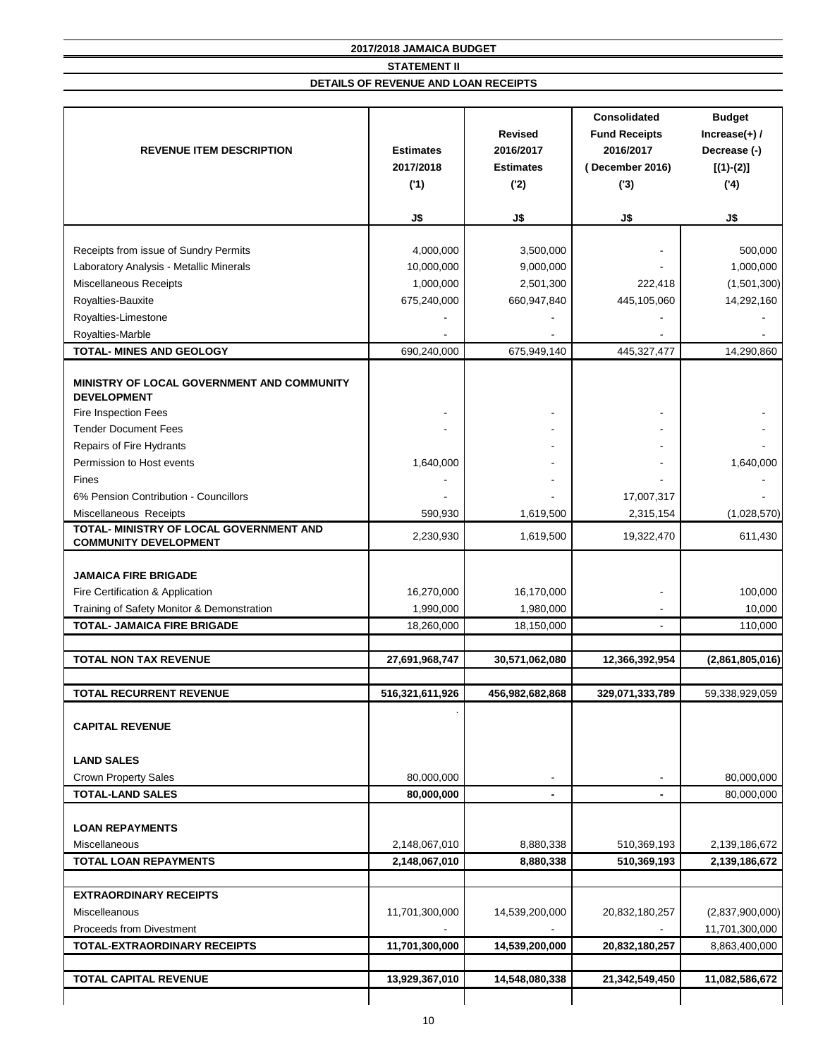**2017/2018 JAMAICA BUDGET**

**STATEMENT II**

**DETAILS OF REVENUE AND LOAN RECEIPTS**

| REVENUE ITEM DESCRIPTION | Estimates 2017/2018 ('1) J$ | Revised 2016/2017 Estimates ('2) J$ | Consolidated Fund Receipts 2016/2017 (December 2016) ('3) J$ | Budget Increase(+) / Decrease (-) [(1)-(2)] ('4) J$ |
|---|---|---|---|---|
| Receipts from issue of Sundry Permits | 4,000,000 | 3,500,000 | - | 500,000 |
| Laboratory Analysis - Metallic Minerals | 10,000,000 | 9,000,000 | - | 1,000,000 |
| Miscellaneous Receipts | 1,000,000 | 2,501,300 | 222,418 | (1,501,300) |
| Royalties-Bauxite | 675,240,000 | 660,947,840 | 445,105,060 | 14,292,160 |
| Royalties-Limestone | - | - | - | - |
| Royalties-Marble | - | - | - | - |
| **TOTAL- MINES AND GEOLOGY** | 690,240,000 | 675,949,140 | 445,327,477 | 14,290,860 |
| | | | | |
| **MINISTRY OF LOCAL GOVERNMENT AND COMMUNITY DEVELOPMENT** | | | | |
| Fire Inspection Fees | - | - | - | - |
| Tender Document Fees | - | - | - | - |
| Repairs of Fire Hydrants | | - | - | - |
| Permission to Host events | 1,640,000 | - | - | 1,640,000 |
| Fines | - | - | - | - |
| 6% Pension Contribution - Councillors | - | - | 17,007,317 | - |
| Miscellaneous Receipts | 590,930 | 1,619,500 | 2,315,154 | (1,028,570) |
| **TOTAL- MINISTRY OF LOCAL GOVERNMENT AND COMMUNITY DEVELOPMENT** | 2,230,930 | 1,619,500 | 19,322,470 | 611,430 |
| | | | | |
| **JAMAICA FIRE BRIGADE** | | | | |
| Fire Certification & Application | 16,270,000 | 16,170,000 | - | 100,000 |
| Training of Safety Monitor & Demonstration | 1,990,000 | 1,980,000 | - | 10,000 |
| **TOTAL- JAMAICA FIRE BRIGADE** | 18,260,000 | 18,150,000 | - | 110,000 |
| | | | | |
| **TOTAL NON TAX REVENUE** | **27,691,968,747** | **30,571,062,080** | **12,366,392,954** | **(2,861,805,016)** |
| | | | | |
| **TOTAL RECURRENT REVENUE** | **516,321,611,926** | **456,982,682,868** | **329,071,333,789** | 59,338,929,059 |
| | | | | |
| **CAPITAL REVENUE** | | | | |
| | | | | |
| **LAND SALES** | | | | |
| Crown Property Sales | 80,000,000 | - | - | 80,000,000 |
| **TOTAL-LAND SALES** | **80,000,000** | **-** | **-** | 80,000,000 |
| | | | | |
| **LOAN REPAYMENTS** | | | | |
| Miscellaneous | 2,148,067,010 | 8,880,338 | 510,369,193 | 2,139,186,672 |
| **TOTAL LOAN REPAYMENTS** | **2,148,067,010** | **8,880,338** | **510,369,193** | **2,139,186,672** |
| | | | | |
| **EXTRAORDINARY RECEIPTS** | | | | |
| Miscelleanous | 11,701,300,000 | 14,539,200,000 | 20,832,180,257 | (2,837,900,000) |
| Proceeds from Divestment | - | - | - | 11,701,300,000 |
| **TOTAL-EXTRAORDINARY RECEIPTS** | **11,701,300,000** | **14,539,200,000** | **20,832,180,257** | 8,863,400,000 |
| | | | | |
| **TOTAL CAPITAL REVENUE** | **13,929,367,010** | **14,548,080,338** | **21,342,549,450** | **11,082,586,672** |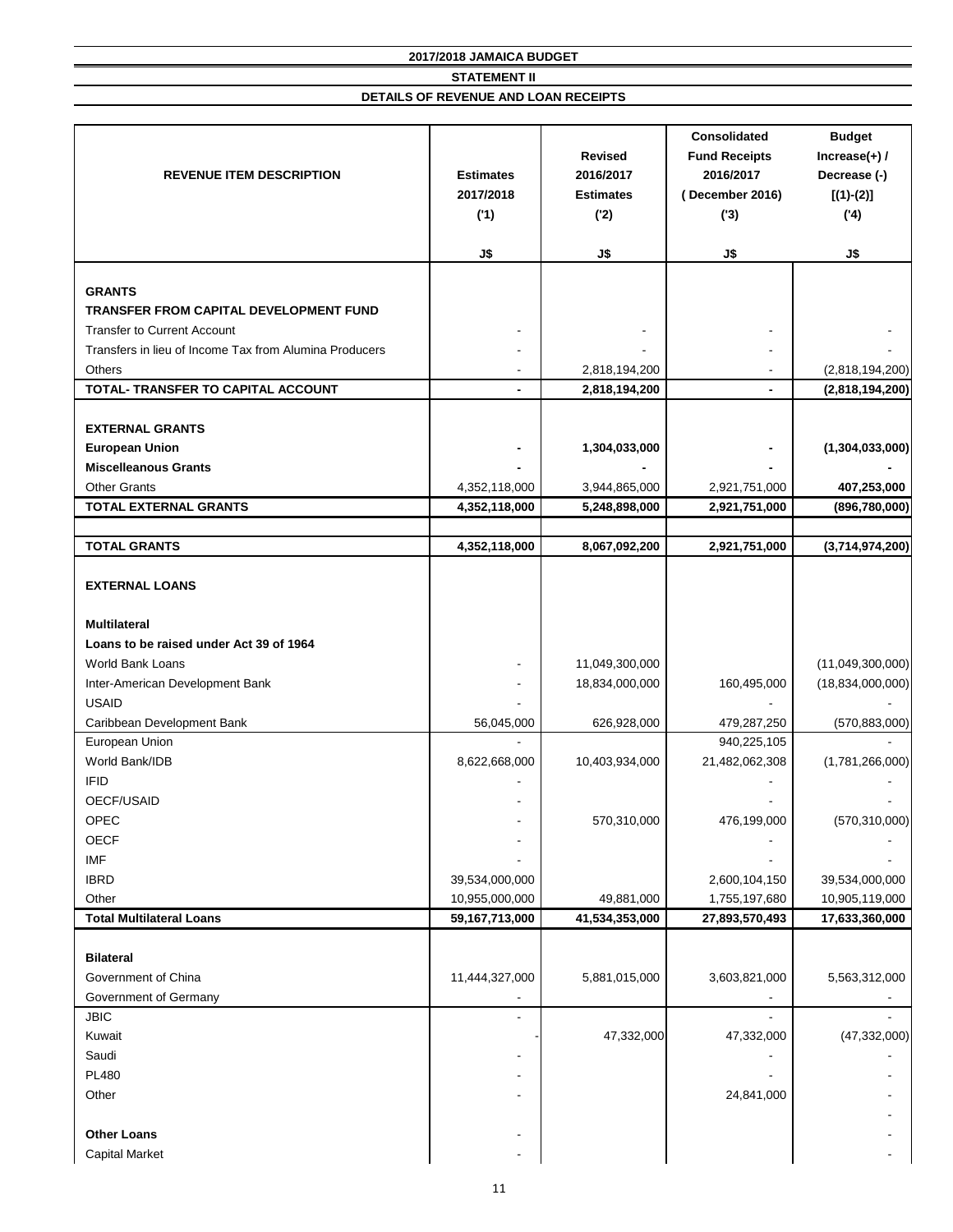**2017/2018 JAMAICA BUDGET**

**STATEMENT II**

**DETAILS OF REVENUE AND LOAN RECEIPTS**

| REVENUE ITEM DESCRIPTION | Estimates 2017/2018 ('1) J$ | Revised 2016/2017 Estimates ('2) J$ | Consolidated Fund Receipts 2016/2017 ( December 2016) ('3) J$ | Budget Increase(+) / Decrease (-) [(1)-(2)] ('4) J$ |
|---|---|---|---|---|
| **GRANTS** | | | | |
| **TRANSFER FROM CAPITAL DEVELOPMENT FUND** | | | | |
| Transfer to Current Account | - | - | - | - |
| Transfers in lieu of Income Tax from Alumina Producers | - | - | - | - |
| Others | - | 2,818,194,200 | - | (2,818,194,200) |
| **TOTAL- TRANSFER TO CAPITAL ACCOUNT** | **-** | **2,818,194,200** | **-** | **(2,818,194,200)** |
| **EXTERNAL GRANTS** | | | | |
| **European Union** | **-** | **1,304,033,000** | **-** | **(1,304,033,000)** |
| **Miscelleanous Grants** | **-** | **-** | **-** | **-** |
| Other Grants | 4,352,118,000 | 3,944,865,000 | 2,921,751,000 | **407,253,000** |
| **TOTAL EXTERNAL GRANTS** | **4,352,118,000** | **5,248,898,000** | **2,921,751,000** | **(896,780,000)** |
| **TOTAL GRANTS** | **4,352,118,000** | **8,067,092,200** | **2,921,751,000** | **(3,714,974,200)** |
| **EXTERNAL LOANS** | | | | |
| **Multilateral** | | | | |
| **Loans to be raised under Act 39 of 1964** | | | | |
| World Bank Loans | - | 11,049,300,000 | | (11,049,300,000) |
| Inter-American Development Bank | - | 18,834,000,000 | 160,495,000 | (18,834,000,000) |
| USAID | - | | - | - |
| Caribbean Development Bank | 56,045,000 | 626,928,000 | 479,287,250 | (570,883,000) |
| European Union | - | | 940,225,105 | - |
| World Bank/IDB | 8,622,668,000 | 10,403,934,000 | 21,482,062,308 | (1,781,266,000) |
| IFID | - | | - | - |
| OECF/USAID | - | | - | - |
| OPEC | - | 570,310,000 | 476,199,000 | (570,310,000) |
| OECF | - | | - | - |
| IMF | - | | - | - |
| IBRD | 39,534,000,000 | | 2,600,104,150 | 39,534,000,000 |
| Other | 10,955,000,000 | 49,881,000 | 1,755,197,680 | 10,905,119,000 |
| **Total Multilateral Loans** | **59,167,713,000** | **41,534,353,000** | **27,893,570,493** | **17,633,360,000** |
| **Bilateral** | | | | |
| Government of China | 11,444,327,000 | 5,881,015,000 | 3,603,821,000 | 5,563,312,000 |
| Government of Germany | - | | - | - |
| JBIC | - | | - | - |
| Kuwait | - | 47,332,000 | 47,332,000 | (47,332,000) |
| Saudi | - | | - | - |
| PL480 | - | | - | - |
| Other | - | | 24,841,000 | - |
| | | | | - |
| **Other Loans** | - | | | - |
| Capital Market | - | | | - |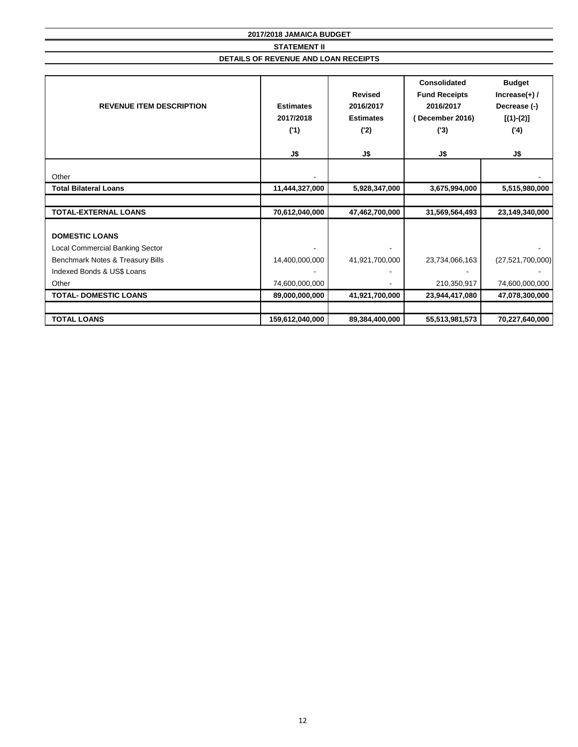**2017/2018 JAMAICA BUDGET**

**STATEMENT II**

**DETAILS OF REVENUE AND LOAN RECEIPTS**

| REVENUE ITEM DESCRIPTION | Estimates 2017/2018 ('1) J$ | Revised 2016/2017 Estimates ('2) J$ | Consolidated Fund Receipts 2016/2017 ( December 2016) ('3) J$ | Budget Increase(+) / Decrease (-) [(1)-(2)] ('4) J$ |
|---|---|---|---|---|
| Other | - | | | - |
| **Total Bilateral Loans** | **11,444,327,000** | **5,928,347,000** | **3,675,994,000** | **5,515,980,000** |
| | | | | |
| **TOTAL-EXTERNAL LOANS** | **70,612,040,000** | **47,462,700,000** | **31,569,564,493** | **23,149,340,000** |
| | | | | |
| **DOMESTIC LOANS** | | | | |
| Local Commercial Banking Sector | - | - | | - |
| Benchmark Notes & Treasury Bills | 14,400,000,000 | 41,921,700,000 | 23,734,066,163 | (27,521,700,000) |
| Indexed Bonds & US$ Loans | - | - | - | - |
| Other | 74,600,000,000 | - | 210,350,917 | 74,600,000,000 |
| **TOTAL- DOMESTIC LOANS** | **89,000,000,000** | **41,921,700,000** | **23,944,417,080** | **47,078,300,000** |
| | | | | |
| **TOTAL LOANS** | **159,612,040,000** | **89,384,400,000** | **55,513,981,573** | **70,227,640,000** |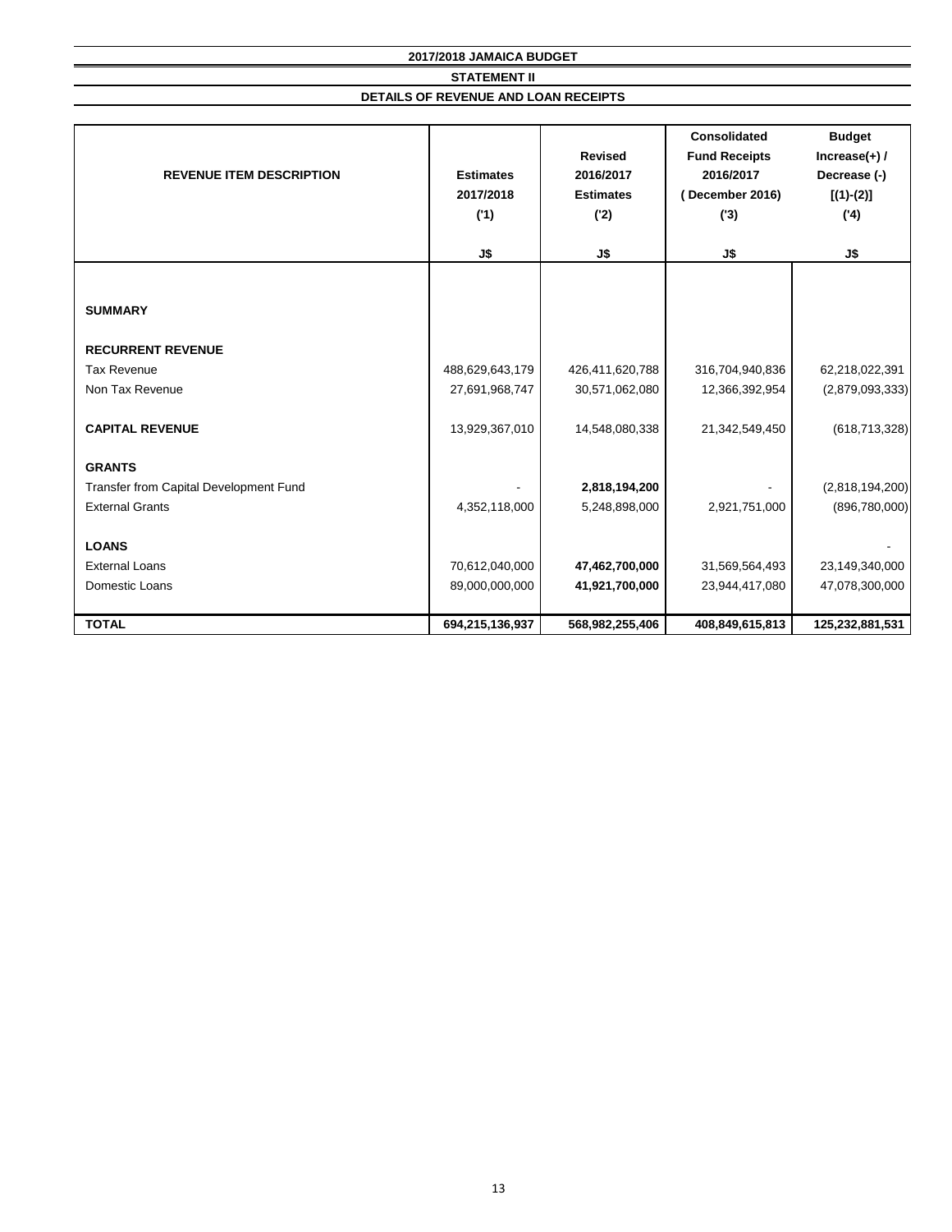**2017/2018 JAMAICA BUDGET**

**STATEMENT II**

**DETAILS OF REVENUE AND LOAN RECEIPTS**

| REVENUE ITEM DESCRIPTION | Estimates 2017/2018 ('1) J$ | Revised 2016/2017 Estimates ('2) J$ | Consolidated Fund Receipts 2016/2017 ( December 2016) ('3) J$ | Budget Increase(+) / Decrease (-) [(1)-(2)] ('4) J$ |
|---|---|---|---|---|
| **SUMMARY** | | | | |
| **RECURRENT REVENUE** | | | | |
| Tax Revenue | 488,629,643,179 | 426,411,620,788 | 316,704,940,836 | 62,218,022,391 |
| Non Tax Revenue | 27,691,968,747 | 30,571,062,080 | 12,366,392,954 | (2,879,093,333) |
| **CAPITAL REVENUE** | 13,929,367,010 | 14,548,080,338 | 21,342,549,450 | (618,713,328) |
| **GRANTS** | | | | |
| Transfer from Capital Development Fund | - | **2,818,194,200** | - | (2,818,194,200) |
| External Grants | 4,352,118,000 | 5,248,898,000 | 2,921,751,000 | (896,780,000) |
| **LOANS** | | | | - |
| External Loans | 70,612,040,000 | **47,462,700,000** | 31,569,564,493 | 23,149,340,000 |
| Domestic Loans | 89,000,000,000 | **41,921,700,000** | 23,944,417,080 | 47,078,300,000 |
| **TOTAL** | **694,215,136,937** | **568,982,255,406** | **408,849,615,813** | **125,232,881,531** |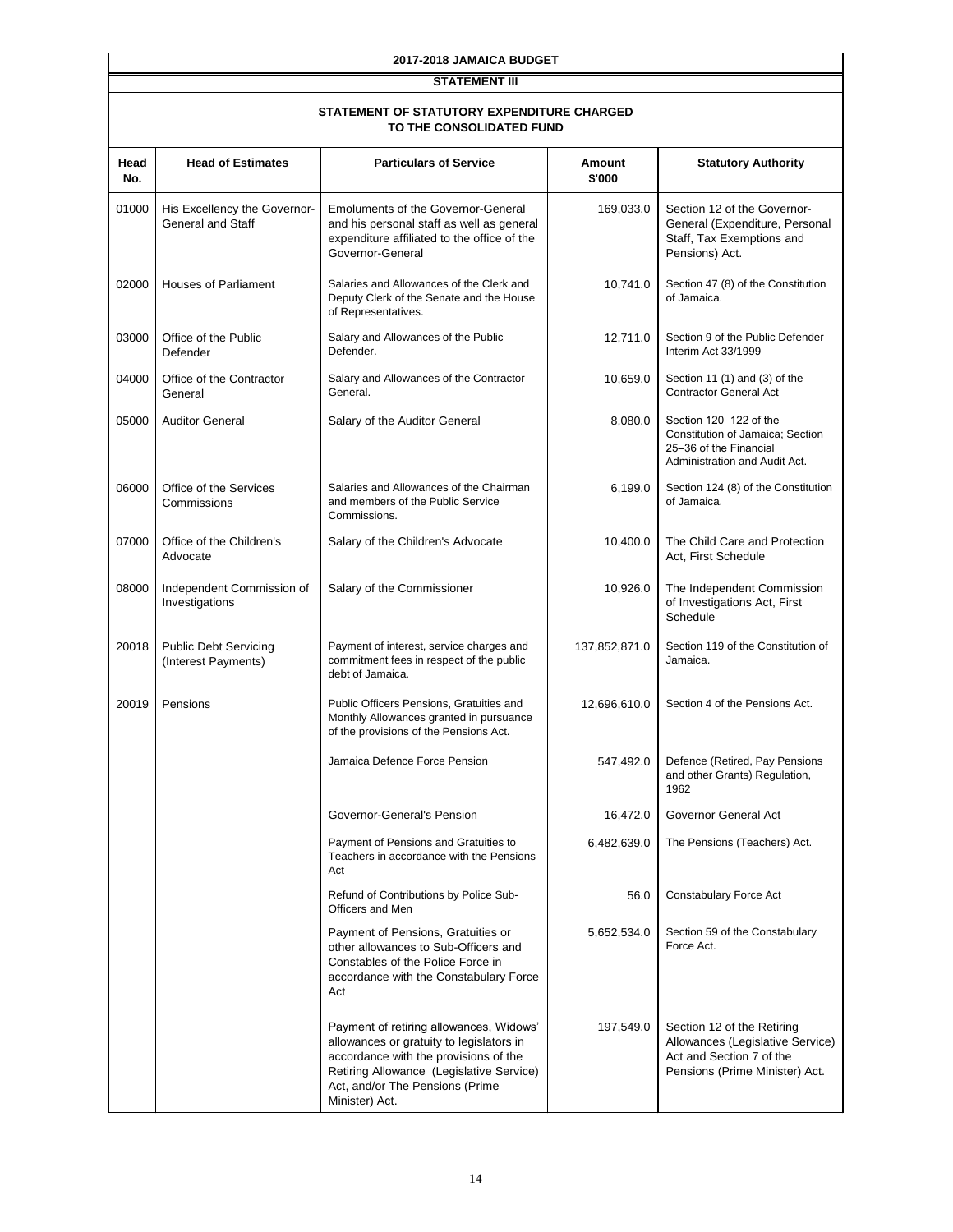# 2017-2018 JAMAICA BUDGET

## STATEMENT III

## STATEMENT OF STATUTORY EXPENDITURE CHARGED TO THE CONSOLIDATED FUND

| Head No. | Head of Estimates | Particulars of Service | Amount $'000 | Statutory Authority |
|---|---|---|---|---|
| 01000 | His Excellency the Governor-General and Staff | Emoluments of the Governor-General and his personal staff as well as general expenditure affiliated to the office of the Governor-General | 169,033.0 | Section 12 of the Governor-General (Expenditure, Personal Staff, Tax Exemptions and Pensions) Act. |
| 02000 | Houses of Parliament | Salaries and Allowances of the Clerk and Deputy Clerk of the Senate and the House of Representatives. | 10,741.0 | Section 47 (8) of the Constitution of Jamaica. |
| 03000 | Office of the Public Defender | Salary and Allowances of the Public Defender. | 12,711.0 | Section 9 of the Public Defender Interim Act 33/1999 |
| 04000 | Office of the Contractor General | Salary and Allowances of the Contractor General. | 10,659.0 | Section 11 (1) and (3) of the Contractor General Act |
| 05000 | Auditor General | Salary of the Auditor General | 8,080.0 | Section 120–122 of the Constitution of Jamaica; Section 25–36 of the Financial Administration and Audit Act. |
| 06000 | Office of the Services Commissions | Salaries and Allowances of the Chairman and members of the Public Service Commissions. | 6,199.0 | Section 124 (8) of the Constitution of Jamaica. |
| 07000 | Office of the Children's Advocate | Salary of the Children's Advocate | 10,400.0 | The Child Care and Protection Act, First Schedule |
| 08000 | Independent Commission of Investigations | Salary of the Commissioner | 10,926.0 | The Independent Commission of Investigations Act, First Schedule |
| 20018 | Public Debt Servicing (Interest Payments) | Payment of interest, service charges and commitment fees in respect of the public debt of Jamaica. | 137,852,871.0 | Section 119 of the Constitution of Jamaica. |
| 20019 | Pensions | Public Officers Pensions, Gratuities and Monthly Allowances granted in pursuance of the provisions of the Pensions Act. | 12,696,610.0 | Section 4 of the Pensions Act. |
| | | Jamaica Defence Force Pension | 547,492.0 | Defence (Retired, Pay Pensions and other Grants) Regulation, 1962 |
| | | Governor-General's Pension | 16,472.0 | Governor General Act |
| | | Payment of Pensions and Gratuities to Teachers in accordance with the Pensions Act | 6,482,639.0 | The Pensions (Teachers) Act. |
| | | Refund of Contributions by Police Sub-Officers and Men | 56.0 | Constabulary Force Act |
| | | Payment of Pensions, Gratuities or other allowances to Sub-Officers and Constables of the Police Force in accordance with the Constabulary Force Act | 5,652,534.0 | Section 59 of the Constabulary Force Act. |
| | | Payment of retiring allowances, Widows' allowances or gratuity to legislators in accordance with the provisions of the Retiring Allowance (Legislative Service) Act, and/or The Pensions (Prime Minister) Act. | 197,549.0 | Section 12 of the Retiring Allowances (Legislative Service) Act and Section 7 of the Pensions (Prime Minister) Act. |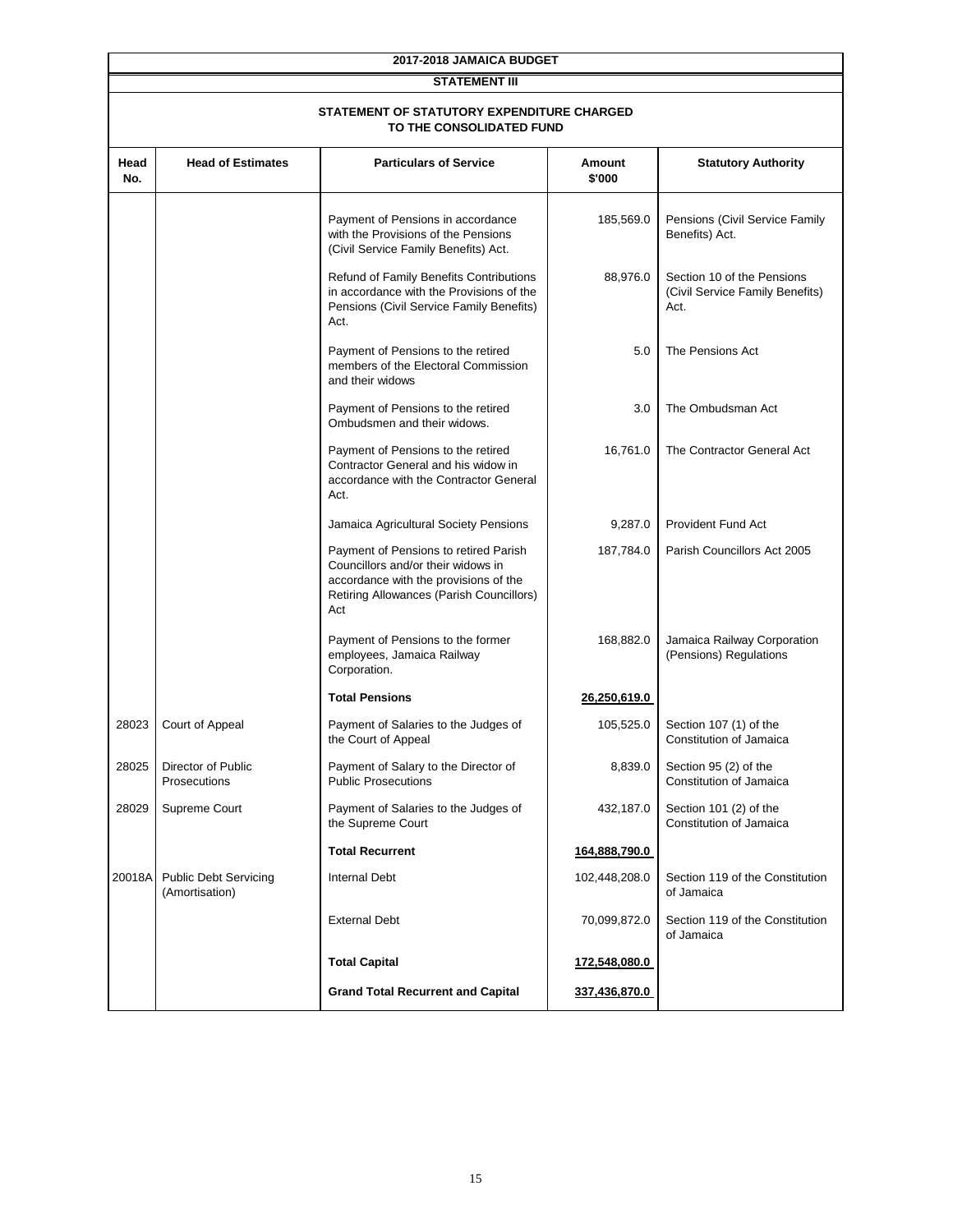# 2017-2018 JAMAICA BUDGET

## STATEMENT III

### STATEMENT OF STATUTORY EXPENDITURE CHARGED TO THE CONSOLIDATED FUND

| Head No. | Head of Estimates | Particulars of Service | Amount $'000 | Statutory Authority |
|---|---|---|---|---|
| | | Payment of Pensions in accordance with the Provisions of the Pensions (Civil Service Family Benefits) Act. | 185,569.0 | Pensions (Civil Service Family Benefits) Act. |
| | | Refund of Family Benefits Contributions in accordance with the Provisions of the Pensions (Civil Service Family Benefits) Act. | 88,976.0 | Section 10 of the Pensions (Civil Service Family Benefits) Act. |
| | | Payment of Pensions to the retired members of the Electoral Commission and their widows | 5.0 | The Pensions Act |
| | | Payment of Pensions to the retired Ombudsmen and their widows. | 3.0 | The Ombudsman Act |
| | | Payment of Pensions to the retired Contractor General and his widow in accordance with the Contractor General Act. | 16,761.0 | The Contractor General Act |
| | | Jamaica Agricultural Society Pensions | 9,287.0 | Provident Fund Act |
| | | Payment of Pensions to retired Parish Councillors and/or their widows in accordance with the provisions of the Retiring Allowances (Parish Councillors) Act | 187,784.0 | Parish Councillors Act 2005 |
| | | Payment of Pensions to the former employees, Jamaica Railway Corporation. | 168,882.0 | Jamaica Railway Corporation (Pensions) Regulations |
| | | **Total Pensions** | **26,250,619.0** | |
| 28023 | Court of Appeal | Payment of Salaries to the Judges of the Court of Appeal | 105,525.0 | Section 107 (1) of the Constitution of Jamaica |
| 28025 | Director of Public Prosecutions | Payment of Salary to the Director of Public Prosecutions | 8,839.0 | Section 95 (2) of the Constitution of Jamaica |
| 28029 | Supreme Court | Payment of Salaries to the Judges of the Supreme Court | 432,187.0 | Section 101 (2) of the Constitution of Jamaica |
| | | **Total Recurrent** | **164,888,790.0** | |
| 20018A | Public Debt Servicing (Amortisation) | Internal Debt | 102,448,208.0 | Section 119 of the Constitution of Jamaica |
| | | External Debt | 70,099,872.0 | Section 119 of the Constitution of Jamaica |
| | | **Total Capital** | **172,548,080.0** | |
| | | **Grand Total Recurrent and Capital** | **337,436,870.0** | |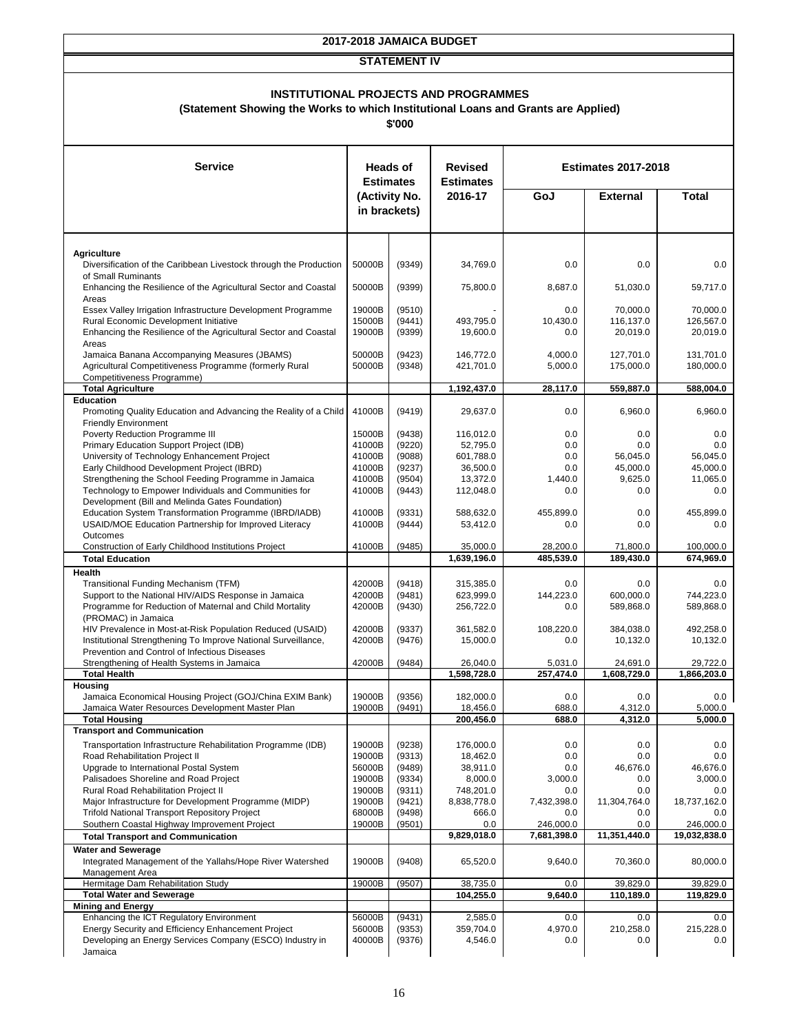# 2017-2018 JAMAICA BUDGET

## STATEMENT IV

### INSTITUTIONAL PROJECTS AND PROGRAMMES

**(Statement Showing the Works to which Institutional Loans and Grants are Applied)**

**$'000**

| Service | Heads of Estimates (Activity No. in brackets) | | Revised Estimates 2016-17 | Estimates 2017-2018 | | |
|---|---|---|---|---|---|---|
| | | | | GoJ | External | Total |
| **Agriculture** | | | | | | |
| Diversification of the Caribbean Livestock through the Production of Small Ruminants | 50000B | (9349) | 34,769.0 | 0.0 | 0.0 | 0.0 |
| Enhancing the Resilience of the Agricultural Sector and Coastal Areas | 50000B | (9399) | 75,800.0 | 8,687.0 | 51,030.0 | 59,717.0 |
| Essex Valley Irrigation Infrastructure Development Programme | 19000B | (9510) | - | 0.0 | 70,000.0 | 70,000.0 |
| Rural Economic Development Initiative | 15000B | (9441) | 493,795.0 | 10,430.0 | 116,137.0 | 126,567.0 |
| Enhancing the Resilience of the Agricultural Sector and Coastal Areas | 19000B | (9399) | 19,600.0 | 0.0 | 20,019.0 | 20,019.0 |
| Jamaica Banana Accompanying Measures (JBAMS) | 50000B | (9423) | 146,772.0 | 4,000.0 | 127,701.0 | 131,701.0 |
| Agricultural Competitiveness Programme (formerly Rural Competitiveness Programme) | 50000B | (9348) | 421,701.0 | 5,000.0 | 175,000.0 | 180,000.0 |
| **Total Agriculture** | | | **1,192,437.0** | **28,117.0** | **559,887.0** | **588,004.0** |
| **Education** | | | | | | |
| Promoting Quality Education and Advancing the Reality of a Child Friendly Environment | 41000B | (9419) | 29,637.0 | 0.0 | 6,960.0 | 6,960.0 |
| Poverty Reduction Programme III | 15000B | (9438) | 116,012.0 | 0.0 | 0.0 | 0.0 |
| Primary Education Support Project (IDB) | 41000B | (9220) | 52,795.0 | 0.0 | 0.0 | 0.0 |
| University of Technology Enhancement Project | 41000B | (9088) | 601,788.0 | 0.0 | 56,045.0 | 56,045.0 |
| Early Childhood Development Project (IBRD) | 41000B | (9237) | 36,500.0 | 0.0 | 45,000.0 | 45,000.0 |
| Strengthening the School Feeding Programme in Jamaica | 41000B | (9504) | 13,372.0 | 1,440.0 | 9,625.0 | 11,065.0 |
| Technology to Empower Individuals and Communities for Development (Bill and Melinda Gates Foundation) | 41000B | (9443) | 112,048.0 | 0.0 | 0.0 | 0.0 |
| Education System Transformation Programme (IBRD/IADB) | 41000B | (9331) | 588,632.0 | 455,899.0 | 0.0 | 455,899.0 |
| USAID/MOE Education Partnership for Improved Literacy Outcomes | 41000B | (9444) | 53,412.0 | 0.0 | 0.0 | 0.0 |
| Construction of Early Childhood Institutions Project | 41000B | (9485) | 35,000.0 | 28,200.0 | 71,800.0 | 100,000.0 |
| **Total Education** | | | **1,639,196.0** | **485,539.0** | **189,430.0** | **674,969.0** |
| **Health** | | | | | | |
| Transitional Funding Mechanism (TFM) | 42000B | (9418) | 315,385.0 | 0.0 | 0.0 | 0.0 |
| Support to the National HIV/AIDS Response in Jamaica | 42000B | (9481) | 623,999.0 | 144,223.0 | 600,000.0 | 744,223.0 |
| Programme for Reduction of Maternal and Child Mortality (PROMAC) in Jamaica | 42000B | (9430) | 256,722.0 | 0.0 | 589,868.0 | 589,868.0 |
| HIV Prevalence in Most-at-Risk Population Reduced (USAID) | 42000B | (9337) | 361,582.0 | 108,220.0 | 384,038.0 | 492,258.0 |
| Institutional Strengthening To Improve National Surveillance, Prevention and Control of Infectious Diseases | 42000B | (9476) | 15,000.0 | 0.0 | 10,132.0 | 10,132.0 |
| Strengthening of Health Systems in Jamaica | 42000B | (9484) | 26,040.0 | 5,031.0 | 24,691.0 | 29,722.0 |
| **Total Health** | | | **1,598,728.0** | **257,474.0** | **1,608,729.0** | **1,866,203.0** |
| **Housing** | | | | | | |
| Jamaica Economical Housing Project (GOJ/China EXIM Bank) | 19000B | (9356) | 182,000.0 | 0.0 | 0.0 | 0.0 |
| Jamaica Water Resources Development Master Plan | 19000B | (9491) | 18,456.0 | 688.0 | 4,312.0 | 5,000.0 |
| **Total Housing** | | | **200,456.0** | **688.0** | **4,312.0** | **5,000.0** |
| **Transport and Communication** | | | | | | |
| Transportation Infrastructure Rehabilitation Programme (IDB) | 19000B | (9238) | 176,000.0 | 0.0 | 0.0 | 0.0 |
| Road Rehabilitation Project II | 19000B | (9313) | 18,462.0 | 0.0 | 0.0 | 0.0 |
| Upgrade to International Postal System | 56000B | (9489) | 38,911.0 | 0.0 | 46,676.0 | 46,676.0 |
| Palisadoes Shoreline and Road Project | 19000B | (9334) | 8,000.0 | 3,000.0 | 0.0 | 3,000.0 |
| Rural Road Rehabilitation Project II | 19000B | (9311) | 748,201.0 | 0.0 | 0.0 | 0.0 |
| Major Infrastructure for Development Programme (MIDP) | 19000B | (9421) | 8,838,778.0 | 7,432,398.0 | 11,304,764.0 | 18,737,162.0 |
| Trifold National Transport Repository Project | 68000B | (9498) | 666.0 | 0.0 | 0.0 | 0.0 |
| Southern Coastal Highway Improvement Project | 19000B | (9501) | 0.0 | 246,000.0 | 0.0 | 246,000.0 |
| **Total Transport and Communication** | | | **9,829,018.0** | **7,681,398.0** | **11,351,440.0** | **19,032,838.0** |
| **Water and Sewerage** | | | | | | |
| Integrated Management of the Yallahs/Hope River Watershed Management Area | 19000B | (9408) | 65,520.0 | 9,640.0 | 70,360.0 | 80,000.0 |
| Hermitage Dam Rehabilitation Study | 19000B | (9507) | 38,735.0 | 0.0 | 39,829.0 | 39,829.0 |
| **Total Water and Sewerage** | | | **104,255.0** | **9,640.0** | **110,189.0** | **119,829.0** |
| **Mining and Energy** | | | | | | |
| Enhancing the ICT Regulatory Environment | 56000B | (9431) | 2,585.0 | 0.0 | 0.0 | 0.0 |
| Energy Security and Efficiency Enhancement Project | 56000B | (9353) | 359,704.0 | 4,970.0 | 210,258.0 | 215,228.0 |
| Developing an Energy Services Company (ESCO) Industry in Jamaica | 40000B | (9376) | 4,546.0 | 0.0 | 0.0 | 0.0 |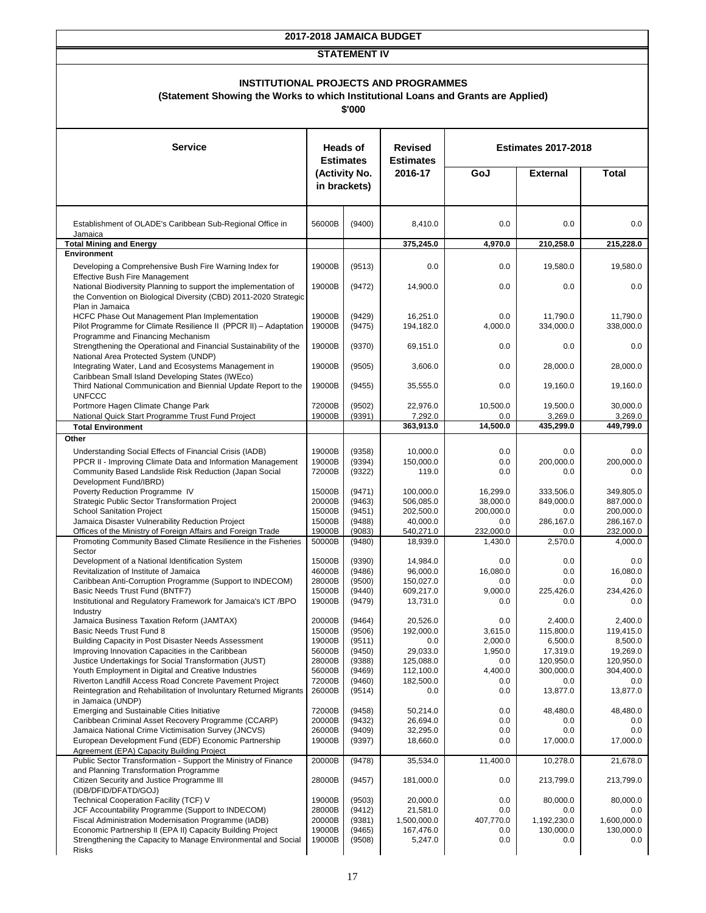# 2017-2018 JAMAICA BUDGET

## STATEMENT IV

### INSTITUTIONAL PROJECTS AND PROGRAMMES

**(Statement Showing the Works to which Institutional Loans and Grants are Applied)**

**$'000**

| Service | Heads of Estimates (Activity No. in brackets) | | Revised Estimates 2016-17 | Estimates 2017-2018 | | |
|---|---|---|---|---|---|---|
| | | | | GoJ | External | Total |
| Establishment of OLADE's Caribbean Sub-Regional Office in Jamaica | 56000B | (9400) | 8,410.0 | 0.0 | 0.0 | 0.0 |
| **Total Mining and Energy** | | | **375,245.0** | **4,970.0** | **210,258.0** | **215,228.0** |
| **Environment** | | | | | | |
| Developing a Comprehensive Bush Fire Warning Index for Effective Bush Fire Management | 19000B | (9513) | 0.0 | 0.0 | 19,580.0 | 19,580.0 |
| National Biodiversity Planning to support the implementation of the Convention on Biological Diversity (CBD) 2011-2020 Strategic Plan in Jamaica | 19000B | (9472) | 14,900.0 | 0.0 | 0.0 | 0.0 |
| HCFC Phase Out Management Plan Implementation | 19000B | (9429) | 16,251.0 | 0.0 | 11,790.0 | 11,790.0 |
| Pilot Programme for Climate Resilience II (PPCR II) – Adaptation Programme and Financing Mechanism | 19000B | (9475) | 194,182.0 | 4,000.0 | 334,000.0 | 338,000.0 |
| Strengthening the Operational and Financial Sustainability of the National Area Protected System (UNDP) | 19000B | (9370) | 69,151.0 | 0.0 | 0.0 | 0.0 |
| Integrating Water, Land and Ecosystems Management in Caribbean Small Island Developing States (IWEco) | 19000B | (9505) | 3,606.0 | 0.0 | 28,000.0 | 28,000.0 |
| Third National Communication and Biennial Update Report to the UNFCCC | 19000B | (9455) | 35,555.0 | 0.0 | 19,160.0 | 19,160.0 |
| Portmore Hagen Climate Change Park | 72000B | (9502) | 22,976.0 | 10,500.0 | 19,500.0 | 30,000.0 |
| National Quick Start Programme Trust Fund Project | 19000B | (9391) | 7,292.0 | 0.0 | 3,269.0 | 3,269.0 |
| **Total Environment** | | | **363,913.0** | **14,500.0** | **435,299.0** | **449,799.0** |
| **Other** | | | | | | |
| Understanding Social Effects of Financial Crisis (IADB) | 19000B | (9358) | 10,000.0 | 0.0 | 0.0 | 0.0 |
| PPCR II - Improving Climate Data and Information Management | 19000B | (9394) | 150,000.0 | 0.0 | 200,000.0 | 200,000.0 |
| Community Based Landslide Risk Reduction (Japan Social Development Fund/IBRD) | 72000B | (9322) | 119.0 | 0.0 | 0.0 | 0.0 |
| Poverty Reduction Programme IV | 15000B | (9471) | 100,000.0 | 16,299.0 | 333,506.0 | 349,805.0 |
| Strategic Public Sector Transformation Project | 20000B | (9463) | 506,085.0 | 38,000.0 | 849,000.0 | 887,000.0 |
| School Sanitation Project | 15000B | (9451) | 202,500.0 | 200,000.0 | 0.0 | 200,000.0 |
| Jamaica Disaster Vulnerability Reduction Project | 15000B | (9488) | 40,000.0 | 0.0 | 286,167.0 | 286,167.0 |
| Offices of the Ministry of Foreign Affairs and Foreign Trade | 19000B | (9083) | 540,271.0 | 232,000.0 | 0.0 | 232,000.0 |
| Promoting Community Based Climate Resilience in the Fisheries Sector | 50000B | (9480) | 18,939.0 | 1,430.0 | 2,570.0 | 4,000.0 |
| Development of a National Identification System | 15000B | (9390) | 14,984.0 | 0.0 | 0.0 | 0.0 |
| Revitalization of Institute of Jamaica | 46000B | (9486) | 96,000.0 | 16,080.0 | 0.0 | 16,080.0 |
| Caribbean Anti-Corruption Programme (Support to INDECOM) | 28000B | (9500) | 150,027.0 | 0.0 | 0.0 | 0.0 |
| Basic Needs Trust Fund (BNTF7) | 15000B | (9440) | 609,217.0 | 9,000.0 | 225,426.0 | 234,426.0 |
| Institutional and Regulatory Framework for Jamaica's ICT /BPO Industry | 19000B | (9479) | 13,731.0 | 0.0 | 0.0 | 0.0 |
| Jamaica Business Taxation Reform (JAMTAX) | 20000B | (9464) | 20,526.0 | 0.0 | 2,400.0 | 2,400.0 |
| Basic Needs Trust Fund 8 | 15000B | (9506) | 192,000.0 | 3,615.0 | 115,800.0 | 119,415.0 |
| Building Capacity in Post Disaster Needs Assessment | 19000B | (9511) | 0.0 | 2,000.0 | 6,500.0 | 8,500.0 |
| Improving Innovation Capacities in the Caribbean | 56000B | (9450) | 29,033.0 | 1,950.0 | 17,319.0 | 19,269.0 |
| Justice Undertakings for Social Transformation (JUST) | 28000B | (9388) | 125,088.0 | 0.0 | 120,950.0 | 120,950.0 |
| Youth Employment in Digital and Creative Industries | 56000B | (9469) | 112,100.0 | 4,400.0 | 300,000.0 | 304,400.0 |
| Riverton Landfill Access Road Concrete Pavement Project | 72000B | (9460) | 182,500.0 | 0.0 | 0.0 | 0.0 |
| Reintegration and Rehabilitation of Involuntary Returned Migrants in Jamaica (UNDP) | 26000B | (9514) | 0.0 | 0.0 | 13,877.0 | 13,877.0 |
| Emerging and Sustainable Cities Initiative | 72000B | (9458) | 50,214.0 | 0.0 | 48,480.0 | 48,480.0 |
| Caribbean Criminal Asset Recovery Programme (CCARP) | 20000B | (9432) | 26,694.0 | 0.0 | 0.0 | 0.0 |
| Jamaica National Crime Victimisation Survey (JNCVS) | 26000B | (9409) | 32,295.0 | 0.0 | 0.0 | 0.0 |
| European Development Fund (EDF) Economic Partnership Agreement (EPA) Capacity Building Project | 19000B | (9397) | 18,660.0 | 0.0 | 17,000.0 | 17,000.0 |
| Public Sector Transformation - Support the Ministry of Finance and Planning Transformation Programme | 20000B | (9478) | 35,534.0 | 11,400.0 | 10,278.0 | 21,678.0 |
| Citizen Security and Justice Programme III (IDB/DFID/DFATD/GOJ) | 28000B | (9457) | 181,000.0 | 0.0 | 213,799.0 | 213,799.0 |
| Technical Cooperation Facility (TCF) V | 19000B | (9503) | 20,000.0 | 0.0 | 80,000.0 | 80,000.0 |
| JCF Accountability Programme (Support to INDECOM) | 28000B | (9412) | 21,581.0 | 0.0 | 0.0 | 0.0 |
| Fiscal Administration Modernisation Programme (IADB) | 20000B | (9381) | 1,500,000.0 | 407,770.0 | 1,192,230.0 | 1,600,000.0 |
| Economic Partnership II (EPA II) Capacity Building Project | 19000B | (9465) | 167,476.0 | 0.0 | 130,000.0 | 130,000.0 |
| Strengthening the Capacity to Manage Environmental and Social Risks | 19000B | (9508) | 5,247.0 | 0.0 | 0.0 | 0.0 |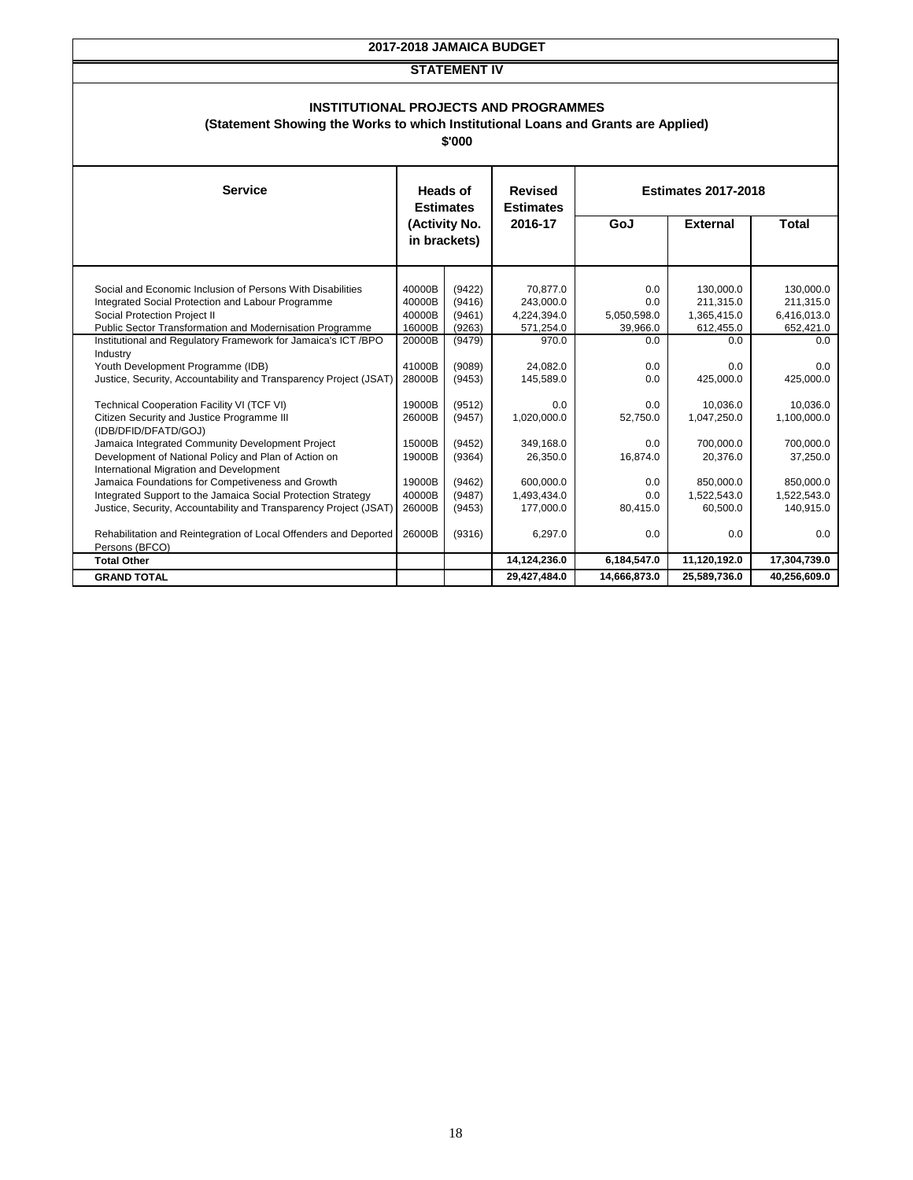**2017-2018 JAMAICA BUDGET**

**STATEMENT IV**

### INSTITUTIONAL PROJECTS AND PROGRAMMES

**(Statement Showing the Works to which Institutional Loans and Grants are Applied)**

**$'000**

| Service | Heads of Estimates (Activity No. in brackets) | | Revised Estimates 2016-17 | Estimates 2017-2018 | | |
|---|---|---|---|---|---|---|
| | | | | GoJ | External | Total |
| Social and Economic Inclusion of Persons With Disabilities | 40000B | (9422) | 70,877.0 | 0.0 | 130,000.0 | 130,000.0 |
| Integrated Social Protection and Labour Programme | 40000B | (9416) | 243,000.0 | 0.0 | 211,315.0 | 211,315.0 |
| Social Protection Project II | 40000B | (9461) | 4,224,394.0 | 5,050,598.0 | 1,365,415.0 | 6,416,013.0 |
| Public Sector Transformation and Modernisation Programme | 16000B | (9263) | 571,254.0 | 39,966.0 | 612,455.0 | 652,421.0 |
| Institutional and Regulatory Framework for Jamaica's ICT /BPO Industry | 20000B | (9479) | 970.0 | 0.0 | 0.0 | 0.0 |
| Youth Development Programme (IDB) | 41000B | (9089) | 24,082.0 | 0.0 | 0.0 | 0.0 |
| Justice, Security, Accountability and Transparency Project (JSAT) | 28000B | (9453) | 145,589.0 | 0.0 | 425,000.0 | 425,000.0 |
| Technical Cooperation Facility VI (TCF VI) | 19000B | (9512) | 0.0 | 0.0 | 10,036.0 | 10,036.0 |
| Citizen Security and Justice Programme III (IDB/DFID/DFATD/GOJ) | 26000B | (9457) | 1,020,000.0 | 52,750.0 | 1,047,250.0 | 1,100,000.0 |
| Jamaica Integrated Community Development Project | 15000B | (9452) | 349,168.0 | 0.0 | 700,000.0 | 700,000.0 |
| Development of National Policy and Plan of Action on International Migration and Development | 19000B | (9364) | 26,350.0 | 16,874.0 | 20,376.0 | 37,250.0 |
| Jamaica Foundations for Competiveness and Growth | 19000B | (9462) | 600,000.0 | 0.0 | 850,000.0 | 850,000.0 |
| Integrated Support to the Jamaica Social Protection Strategy | 40000B | (9487) | 1,493,434.0 | 0.0 | 1,522,543.0 | 1,522,543.0 |
| Justice, Security, Accountability and Transparency Project (JSAT) | 26000B | (9453) | 177,000.0 | 80,415.0 | 60,500.0 | 140,915.0 |
| Rehabilitation and Reintegration of Local Offenders and Deported Persons (BFCO) | 26000B | (9316) | 6,297.0 | 0.0 | 0.0 | 0.0 |
| **Total Other** | | | **14,124,236.0** | **6,184,547.0** | **11,120,192.0** | **17,304,739.0** |
| **GRAND TOTAL** | | | **29,427,484.0** | **14,666,873.0** | **25,589,736.0** | **40,256,609.0** |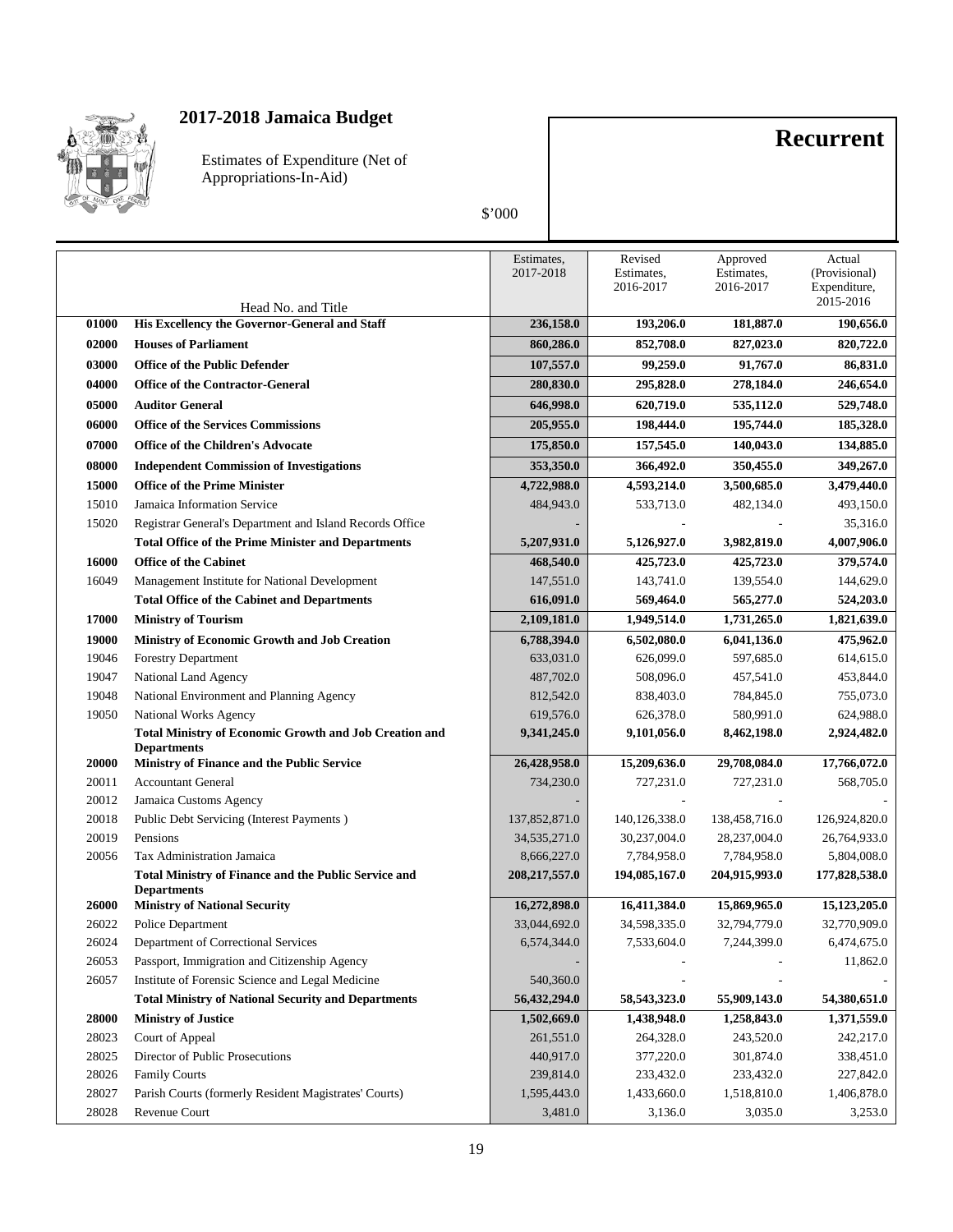# 2017-2018 Jamaica Budget

Estimates of Expenditure (Net of Appropriations-In-Aid)

**Recurrent**

$'000

| | Head No. and Title | Estimates, 2017-2018 | Revised Estimates, 2016-2017 | Approved Estimates, 2016-2017 | Actual (Provisional) Expenditure, 2015-2016 |
|---|---|---|---|---|---|
| **01000** | **His Excellency the Governor-General and Staff** | **236,158.0** | **193,206.0** | **181,887.0** | **190,656.0** |
| **02000** | **Houses of Parliament** | **860,286.0** | **852,708.0** | **827,023.0** | **820,722.0** |
| **03000** | **Office of the Public Defender** | **107,557.0** | **99,259.0** | **91,767.0** | **86,831.0** |
| **04000** | **Office of the Contractor-General** | **280,830.0** | **295,828.0** | **278,184.0** | **246,654.0** |
| **05000** | **Auditor General** | **646,998.0** | **620,719.0** | **535,112.0** | **529,748.0** |
| **06000** | **Office of the Services Commissions** | **205,955.0** | **198,444.0** | **195,744.0** | **185,328.0** |
| **07000** | **Office of the Children's Advocate** | **175,850.0** | **157,545.0** | **140,043.0** | **134,885.0** |
| **08000** | **Independent Commission of Investigations** | **353,350.0** | **366,492.0** | **350,455.0** | **349,267.0** |
| **15000** | **Office of the Prime Minister** | **4,722,988.0** | **4,593,214.0** | **3,500,685.0** | **3,479,440.0** |
| 15010 | Jamaica Information Service | 484,943.0 | 533,713.0 | 482,134.0 | 493,150.0 |
| 15020 | Registrar General's Department and Island Records Office | - | - | - | 35,316.0 |
| | **Total Office of the Prime Minister and Departments** | **5,207,931.0** | **5,126,927.0** | **3,982,819.0** | **4,007,906.0** |
| **16000** | **Office of the Cabinet** | **468,540.0** | **425,723.0** | **425,723.0** | **379,574.0** |
| 16049 | Management Institute for National Development | 147,551.0 | 143,741.0 | 139,554.0 | 144,629.0 |
| | **Total Office of the Cabinet and Departments** | **616,091.0** | **569,464.0** | **565,277.0** | **524,203.0** |
| **17000** | **Ministry of Tourism** | **2,109,181.0** | **1,949,514.0** | **1,731,265.0** | **1,821,639.0** |
| **19000** | **Ministry of Economic Growth and Job Creation** | **6,788,394.0** | **6,502,080.0** | **6,041,136.0** | **475,962.0** |
| 19046 | Forestry Department | 633,031.0 | 626,099.0 | 597,685.0 | 614,615.0 |
| 19047 | National Land Agency | 487,702.0 | 508,096.0 | 457,541.0 | 453,844.0 |
| 19048 | National Environment and Planning Agency | 812,542.0 | 838,403.0 | 784,845.0 | 755,073.0 |
| 19050 | National Works Agency | 619,576.0 | 626,378.0 | 580,991.0 | 624,988.0 |
| | **Total Ministry of Economic Growth and Job Creation and Departments** | **9,341,245.0** | **9,101,056.0** | **8,462,198.0** | **2,924,482.0** |
| **20000** | **Ministry of Finance and the Public Service** | **26,428,958.0** | **15,209,636.0** | **29,708,084.0** | **17,766,072.0** |
| 20011 | Accountant General | 734,230.0 | 727,231.0 | 727,231.0 | 568,705.0 |
| 20012 | Jamaica Customs Agency | - | - | - | - |
| 20018 | Public Debt Servicing (Interest Payments ) | 137,852,871.0 | 140,126,338.0 | 138,458,716.0 | 126,924,820.0 |
| 20019 | Pensions | 34,535,271.0 | 30,237,004.0 | 28,237,004.0 | 26,764,933.0 |
| 20056 | Tax Administration Jamaica | 8,666,227.0 | 7,784,958.0 | 7,784,958.0 | 5,804,008.0 |
| | **Total Ministry of Finance and the Public Service and Departments** | **208,217,557.0** | **194,085,167.0** | **204,915,993.0** | **177,828,538.0** |
| **26000** | **Ministry of National Security** | **16,272,898.0** | **16,411,384.0** | **15,869,965.0** | **15,123,205.0** |
| 26022 | Police Department | 33,044,692.0 | 34,598,335.0 | 32,794,779.0 | 32,770,909.0 |
| 26024 | Department of Correctional Services | 6,574,344.0 | 7,533,604.0 | 7,244,399.0 | 6,474,675.0 |
| 26053 | Passport, Immigration and Citizenship Agency | - | - | - | 11,862.0 |
| 26057 | Institute of Forensic Science and Legal Medicine | 540,360.0 | - | - | - |
| | **Total Ministry of National Security and Departments** | **56,432,294.0** | **58,543,323.0** | **55,909,143.0** | **54,380,651.0** |
| **28000** | **Ministry of Justice** | **1,502,669.0** | **1,438,948.0** | **1,258,843.0** | **1,371,559.0** |
| 28023 | Court of Appeal | 261,551.0 | 264,328.0 | 243,520.0 | 242,217.0 |
| 28025 | Director of Public Prosecutions | 440,917.0 | 377,220.0 | 301,874.0 | 338,451.0 |
| 28026 | Family Courts | 239,814.0 | 233,432.0 | 233,432.0 | 227,842.0 |
| 28027 | Parish Courts (formerly Resident Magistrates' Courts) | 1,595,443.0 | 1,433,660.0 | 1,518,810.0 | 1,406,878.0 |
| 28028 | Revenue Court | 3,481.0 | 3,136.0 | 3,035.0 | 3,253.0 |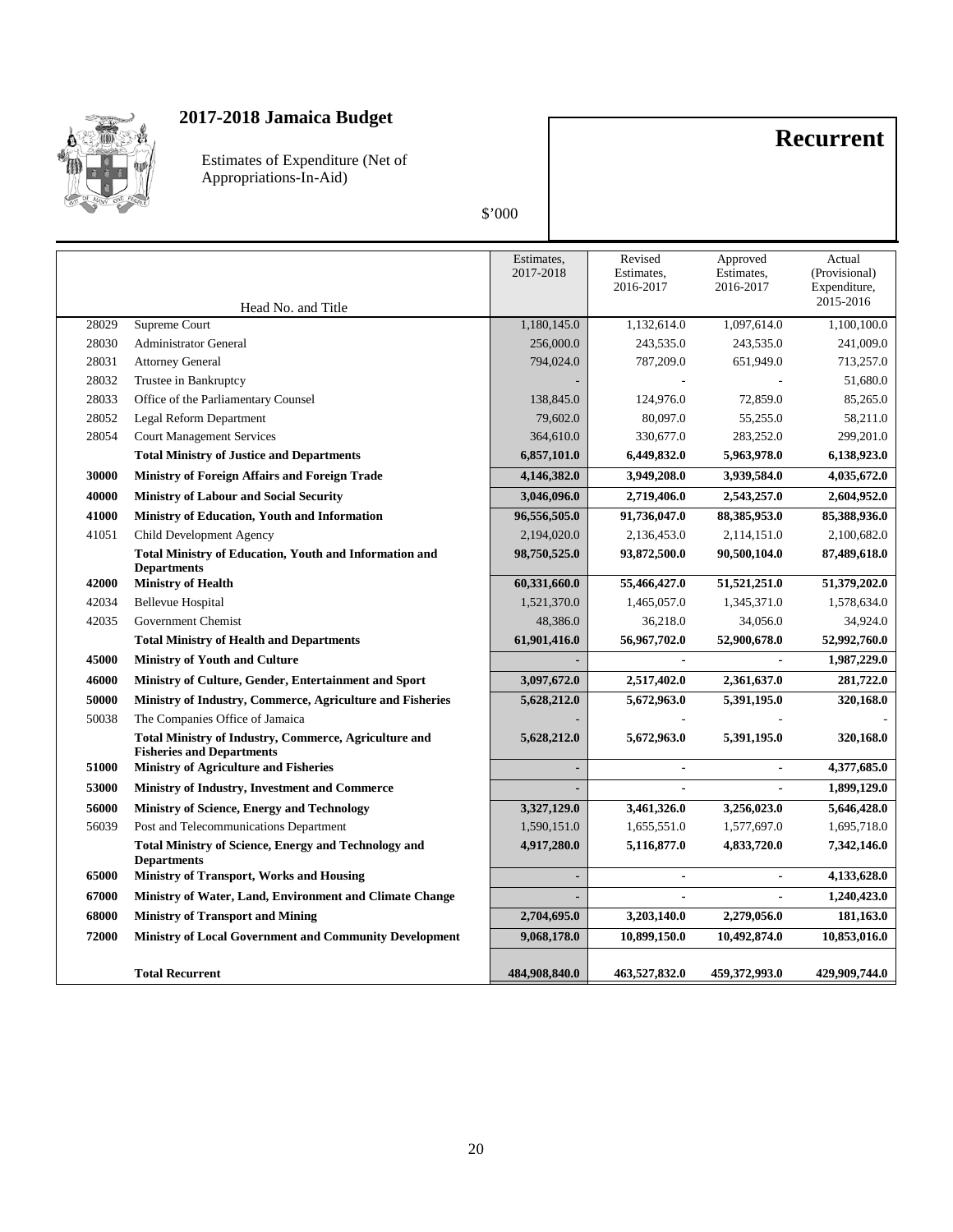# 2017-2018 Jamaica Budget

Estimates of Expenditure (Net of Appropriations-In-Aid)

\$'000

## Recurrent

| Head No. | Head No. and Title | Estimates, 2017-2018 | Revised Estimates, 2016-2017 | Approved Estimates, 2016-2017 | Actual (Provisional) Expenditure, 2015-2016 |
|---|---|---|---|---|---|
| 28029 | Supreme Court | 1,180,145.0 | 1,132,614.0 | 1,097,614.0 | 1,100,100.0 |
| 28030 | Administrator General | 256,000.0 | 243,535.0 | 243,535.0 | 241,009.0 |
| 28031 | Attorney General | 794,024.0 | 787,209.0 | 651,949.0 | 713,257.0 |
| 28032 | Trustee in Bankruptcy | - | - | - | 51,680.0 |
| 28033 | Office of the Parliamentary Counsel | 138,845.0 | 124,976.0 | 72,859.0 | 85,265.0 |
| 28052 | Legal Reform Department | 79,602.0 | 80,097.0 | 55,255.0 | 58,211.0 |
| 28054 | Court Management Services | 364,610.0 | 330,677.0 | 283,252.0 | 299,201.0 |
| | **Total Ministry of Justice and Departments** | **6,857,101.0** | **6,449,832.0** | **5,963,978.0** | **6,138,923.0** |
| **30000** | **Ministry of Foreign Affairs and Foreign Trade** | **4,146,382.0** | **3,949,208.0** | **3,939,584.0** | **4,035,672.0** |
| **40000** | **Ministry of Labour and Social Security** | **3,046,096.0** | **2,719,406.0** | **2,543,257.0** | **2,604,952.0** |
| **41000** | **Ministry of Education, Youth and Information** | **96,556,505.0** | **91,736,047.0** | **88,385,953.0** | **85,388,936.0** |
| 41051 | Child Development Agency | 2,194,020.0 | 2,136,453.0 | 2,114,151.0 | 2,100,682.0 |
| | **Total Ministry of Education, Youth and Information and Departments** | **98,750,525.0** | **93,872,500.0** | **90,500,104.0** | **87,489,618.0** |
| **42000** | **Ministry of Health** | **60,331,660.0** | **55,466,427.0** | **51,521,251.0** | **51,379,202.0** |
| 42034 | Bellevue Hospital | 1,521,370.0 | 1,465,057.0 | 1,345,371.0 | 1,578,634.0 |
| 42035 | Government Chemist | 48,386.0 | 36,218.0 | 34,056.0 | 34,924.0 |
| | **Total Ministry of Health and Departments** | **61,901,416.0** | **56,967,702.0** | **52,900,678.0** | **52,992,760.0** |
| **45000** | **Ministry of Youth and Culture** | **-** | **-** | **-** | **1,987,229.0** |
| **46000** | **Ministry of Culture, Gender, Entertainment and Sport** | **3,097,672.0** | **2,517,402.0** | **2,361,637.0** | **281,722.0** |
| **50000** | **Ministry of Industry, Commerce, Agriculture and Fisheries** | **5,628,212.0** | **5,672,963.0** | **5,391,195.0** | **320,168.0** |
| 50038 | The Companies Office of Jamaica | - | - | - | - |
| | **Total Ministry of Industry, Commerce, Agriculture and Fisheries and Departments** | **5,628,212.0** | **5,672,963.0** | **5,391,195.0** | **320,168.0** |
| **51000** | **Ministry of Agriculture and Fisheries** | **-** | **-** | **-** | **4,377,685.0** |
| **53000** | **Ministry of Industry, Investment and Commerce** | **-** | **-** | **-** | **1,899,129.0** |
| **56000** | **Ministry of Science, Energy and Technology** | **3,327,129.0** | **3,461,326.0** | **3,256,023.0** | **5,646,428.0** |
| 56039 | Post and Telecommunications Department | 1,590,151.0 | 1,655,551.0 | 1,577,697.0 | 1,695,718.0 |
| | **Total Ministry of Science, Energy and Technology and Departments** | **4,917,280.0** | **5,116,877.0** | **4,833,720.0** | **7,342,146.0** |
| **65000** | **Ministry of Transport, Works and Housing** | **-** | **-** | **-** | **4,133,628.0** |
| **67000** | **Ministry of Water, Land, Environment and Climate Change** | **-** | **-** | **-** | **1,240,423.0** |
| **68000** | **Ministry of Transport and Mining** | **2,704,695.0** | **3,203,140.0** | **2,279,056.0** | **181,163.0** |
| **72000** | **Ministry of Local Government and Community Development** | **9,068,178.0** | **10,899,150.0** | **10,492,874.0** | **10,853,016.0** |
| | **Total Recurrent** | **484,908,840.0** | **463,527,832.0** | **459,372,993.0** | **429,909,744.0** |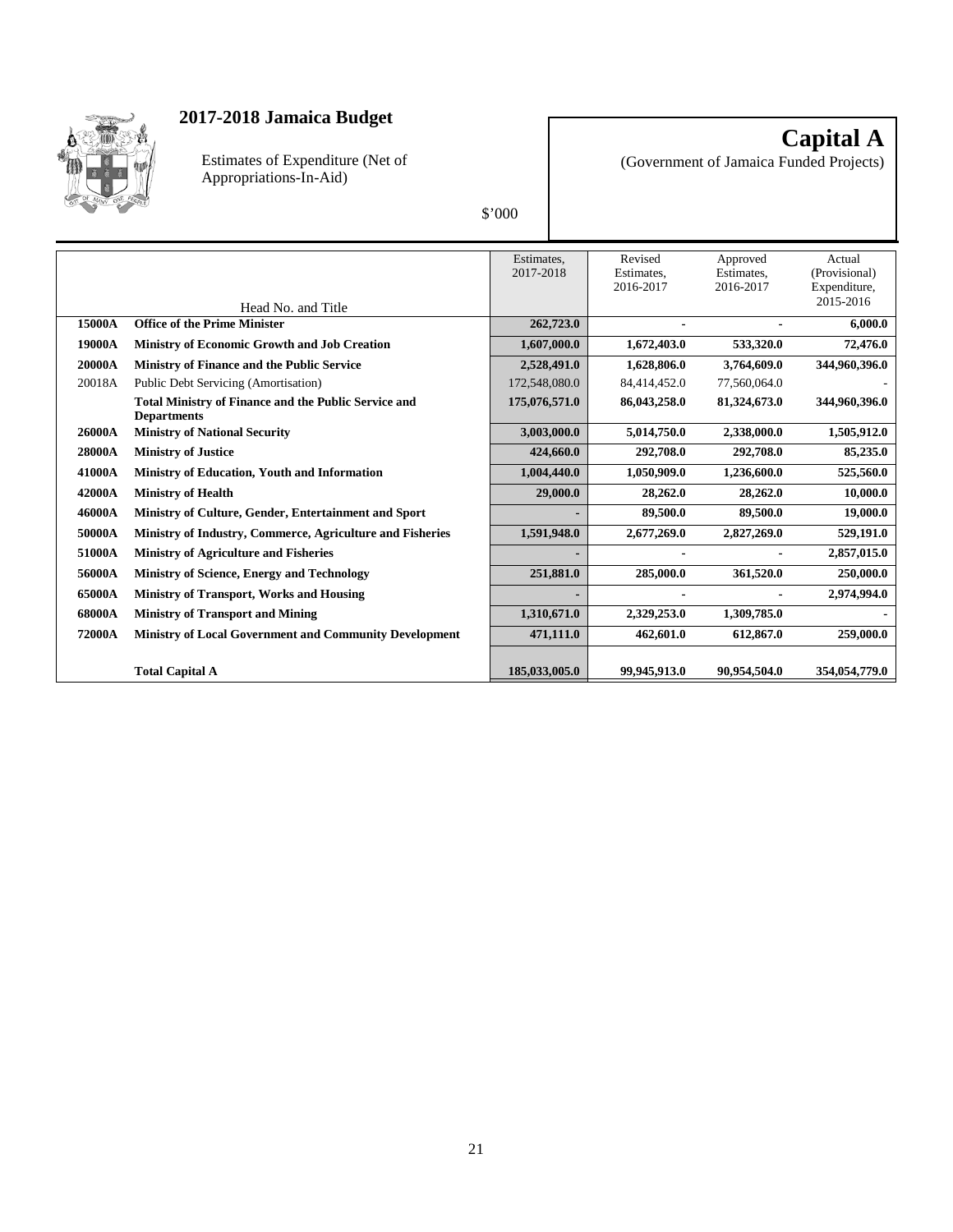# 2017-2018 Jamaica Budget

Estimates of Expenditure (Net of Appropriations-In-Aid)

$'000

# Capital A

(Government of Jamaica Funded Projects)

| | Head No. and Title | Estimates, 2017-2018 | Revised Estimates, 2016-2017 | Approved Estimates, 2016-2017 | Actual (Provisional) Expenditure, 2015-2016 |
|---|---|---|---|---|---|
| **15000A** | **Office of the Prime Minister** | **262,723.0** | **-** | **-** | **6,000.0** |
| **19000A** | **Ministry of Economic Growth and Job Creation** | **1,607,000.0** | **1,672,403.0** | **533,320.0** | **72,476.0** |
| **20000A** | **Ministry of Finance and the Public Service** | **2,528,491.0** | **1,628,806.0** | **3,764,609.0** | **344,960,396.0** |
| 20018A | Public Debt Servicing (Amortisation) | 172,548,080.0 | 84,414,452.0 | 77,560,064.0 | - |
| | **Total Ministry of Finance and the Public Service and Departments** | **175,076,571.0** | **86,043,258.0** | **81,324,673.0** | **344,960,396.0** |
| **26000A** | **Ministry of National Security** | **3,003,000.0** | **5,014,750.0** | **2,338,000.0** | **1,505,912.0** |
| **28000A** | **Ministry of Justice** | **424,660.0** | **292,708.0** | **292,708.0** | **85,235.0** |
| **41000A** | **Ministry of Education, Youth and Information** | **1,004,440.0** | **1,050,909.0** | **1,236,600.0** | **525,560.0** |
| **42000A** | **Ministry of Health** | **29,000.0** | **28,262.0** | **28,262.0** | **10,000.0** |
| **46000A** | **Ministry of Culture, Gender, Entertainment and Sport** | **-** | **89,500.0** | **89,500.0** | **19,000.0** |
| **50000A** | **Ministry of Industry, Commerce, Agriculture and Fisheries** | **1,591,948.0** | **2,677,269.0** | **2,827,269.0** | **529,191.0** |
| **51000A** | **Ministry of Agriculture and Fisheries** | **-** | **-** | **-** | **2,857,015.0** |
| **56000A** | **Ministry of Science, Energy and Technology** | **251,881.0** | **285,000.0** | **361,520.0** | **250,000.0** |
| **65000A** | **Ministry of Transport, Works and Housing** | **-** | **-** | **-** | **2,974,994.0** |
| **68000A** | **Ministry of Transport and Mining** | **1,310,671.0** | **2,329,253.0** | **1,309,785.0** | **-** |
| **72000A** | **Ministry of Local Government and Community Development** | **471,111.0** | **462,601.0** | **612,867.0** | **259,000.0** |
| | **Total Capital A** | **185,033,005.0** | **99,945,913.0** | **90,954,504.0** | **354,054,779.0** |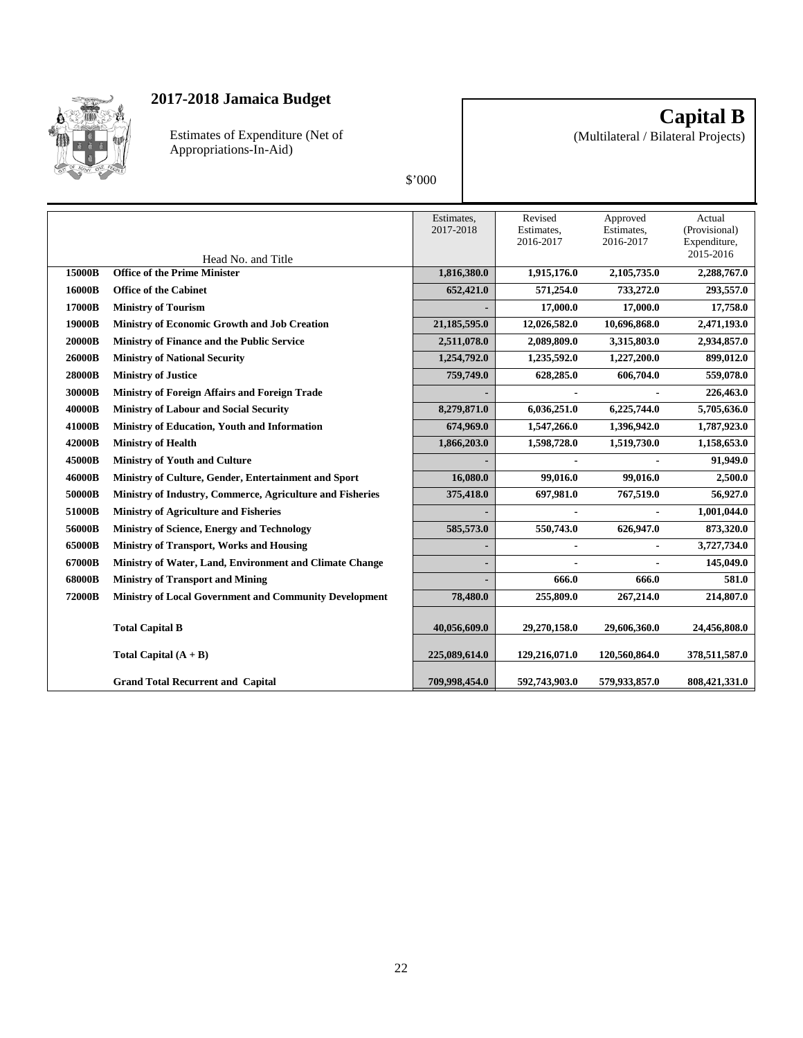# 2017-2018 Jamaica Budget

Estimates of Expenditure (Net of Appropriations-In-Aid)

$'000

# Capital B

(Multilateral / Bilateral Projects)

| | Head No. and Title | Estimates, 2017-2018 | Revised Estimates, 2016-2017 | Approved Estimates, 2016-2017 | Actual (Provisional) Expenditure, 2015-2016 |
|---|---|---|---|---|---|
| **15000B** | **Office of the Prime Minister** | **1,816,380.0** | **1,915,176.0** | **2,105,735.0** | **2,288,767.0** |
| **16000B** | **Office of the Cabinet** | **652,421.0** | **571,254.0** | **733,272.0** | **293,557.0** |
| **17000B** | **Ministry of Tourism** | **-** | **17,000.0** | **17,000.0** | **17,758.0** |
| **19000B** | **Ministry of Economic Growth and Job Creation** | **21,185,595.0** | **12,026,582.0** | **10,696,868.0** | **2,471,193.0** |
| **20000B** | **Ministry of Finance and the Public Service** | **2,511,078.0** | **2,089,809.0** | **3,315,803.0** | **2,934,857.0** |
| **26000B** | **Ministry of National Security** | **1,254,792.0** | **1,235,592.0** | **1,227,200.0** | **899,012.0** |
| **28000B** | **Ministry of Justice** | **759,749.0** | **628,285.0** | **606,704.0** | **559,078.0** |
| **30000B** | **Ministry of Foreign Affairs and Foreign Trade** | **-** | **-** | **-** | **226,463.0** |
| **40000B** | **Ministry of Labour and Social Security** | **8,279,871.0** | **6,036,251.0** | **6,225,744.0** | **5,705,636.0** |
| **41000B** | **Ministry of Education, Youth and Information** | **674,969.0** | **1,547,266.0** | **1,396,942.0** | **1,787,923.0** |
| **42000B** | **Ministry of Health** | **1,866,203.0** | **1,598,728.0** | **1,519,730.0** | **1,158,653.0** |
| **45000B** | **Ministry of Youth and Culture** | **-** | **-** | **-** | **91,949.0** |
| **46000B** | **Ministry of Culture, Gender, Entertainment and Sport** | **16,080.0** | **99,016.0** | **99,016.0** | **2,500.0** |
| **50000B** | **Ministry of Industry, Commerce, Agriculture and Fisheries** | **375,418.0** | **697,981.0** | **767,519.0** | **56,927.0** |
| **51000B** | **Ministry of Agriculture and Fisheries** | **-** | **-** | **-** | **1,001,044.0** |
| **56000B** | **Ministry of Science, Energy and Technology** | **585,573.0** | **550,743.0** | **626,947.0** | **873,320.0** |
| **65000B** | **Ministry of Transport, Works and Housing** | **-** | **-** | **-** | **3,727,734.0** |
| **67000B** | **Ministry of Water, Land, Environment and Climate Change** | **-** | **-** | **-** | **145,049.0** |
| **68000B** | **Ministry of Transport and Mining** | **-** | **666.0** | **666.0** | **581.0** |
| **72000B** | **Ministry of Local Government and Community Development** | **78,480.0** | **255,809.0** | **267,214.0** | **214,807.0** |
| | **Total Capital B** | **40,056,609.0** | **29,270,158.0** | **29,606,360.0** | **24,456,808.0** |
| | **Total Capital (A + B)** | **225,089,614.0** | **129,216,071.0** | **120,560,864.0** | **378,511,587.0** |
| | **Grand Total Recurrent and Capital** | **709,998,454.0** | **592,743,903.0** | **579,933,857.0** | **808,421,331.0** |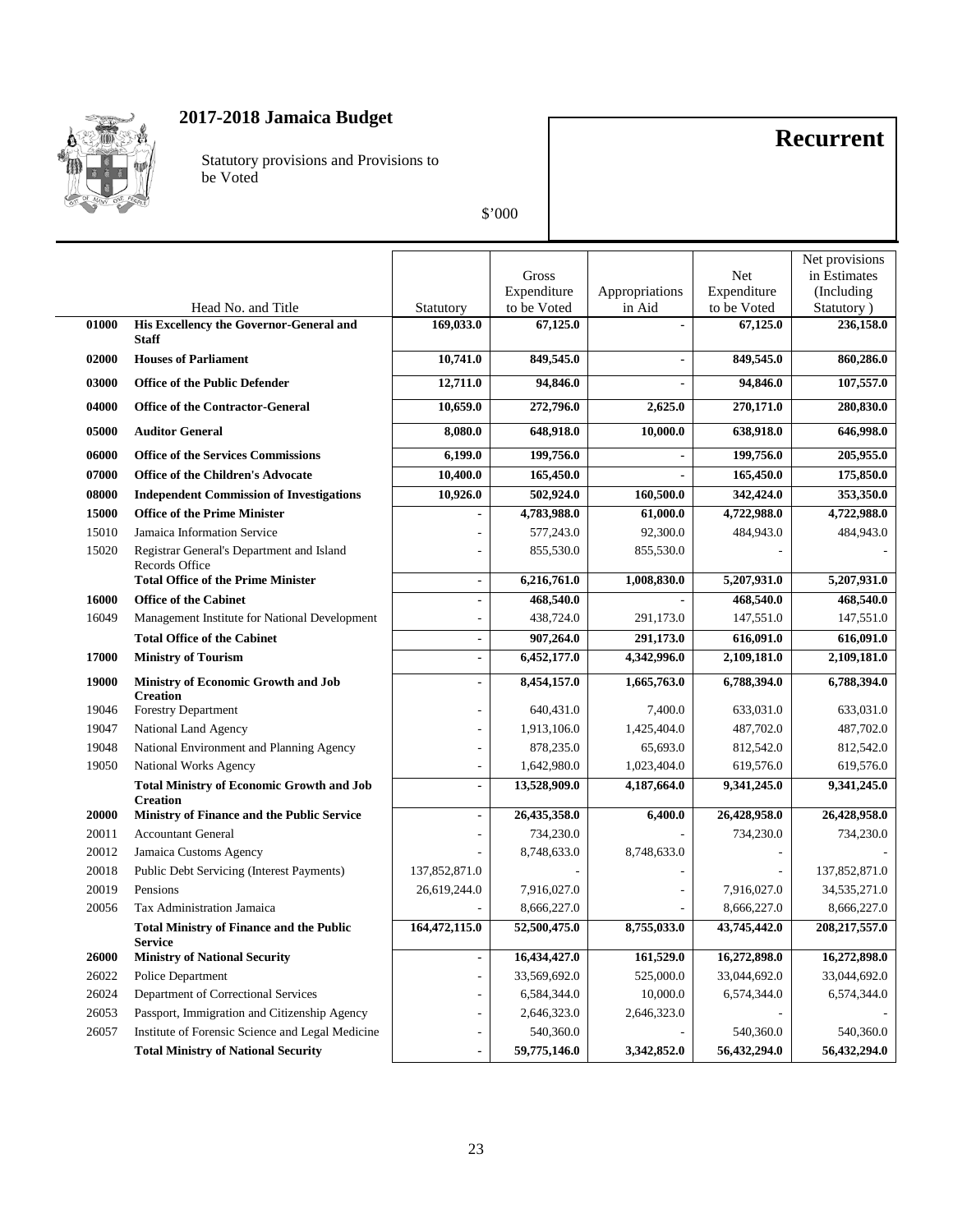# 2017-2018 Jamaica Budget

Statutory provisions and Provisions to be Voted

$'000

## Recurrent

| | Head No. and Title | Statutory | Gross Expenditure to be Voted | Appropriations in Aid | Net Expenditure to be Voted | Net provisions in Estimates (Including Statutory ) |
|---|---|---|---|---|---|---|
| **01000** | **His Excellency the Governor-General and Staff** | **169,033.0** | **67,125.0** | **-** | **67,125.0** | **236,158.0** |
| **02000** | **Houses of Parliament** | **10,741.0** | **849,545.0** | **-** | **849,545.0** | **860,286.0** |
| **03000** | **Office of the Public Defender** | **12,711.0** | **94,846.0** | **-** | **94,846.0** | **107,557.0** |
| **04000** | **Office of the Contractor-General** | **10,659.0** | **272,796.0** | **2,625.0** | **270,171.0** | **280,830.0** |
| **05000** | **Auditor General** | **8,080.0** | **648,918.0** | **10,000.0** | **638,918.0** | **646,998.0** |
| **06000** | **Office of the Services Commissions** | **6,199.0** | **199,756.0** | **-** | **199,756.0** | **205,955.0** |
| **07000** | **Office of the Children's Advocate** | **10,400.0** | **165,450.0** | **-** | **165,450.0** | **175,850.0** |
| **08000** | **Independent Commission of Investigations** | **10,926.0** | **502,924.0** | **160,500.0** | **342,424.0** | **353,350.0** |
| **15000** | **Office of the Prime Minister** | **-** | **4,783,988.0** | **61,000.0** | **4,722,988.0** | **4,722,988.0** |
| 15010 | Jamaica Information Service | - | 577,243.0 | 92,300.0 | 484,943.0 | 484,943.0 |
| 15020 | Registrar General's Department and Island Records Office | - | 855,530.0 | 855,530.0 | - | - |
| | **Total Office of the Prime Minister** | **-** | **6,216,761.0** | **1,008,830.0** | **5,207,931.0** | **5,207,931.0** |
| **16000** | **Office of the Cabinet** | **-** | **468,540.0** | **-** | **468,540.0** | **468,540.0** |
| 16049 | Management Institute for National Development | - | 438,724.0 | 291,173.0 | 147,551.0 | 147,551.0 |
| | **Total Office of the Cabinet** | **-** | **907,264.0** | **291,173.0** | **616,091.0** | **616,091.0** |
| **17000** | **Ministry of Tourism** | **-** | **6,452,177.0** | **4,342,996.0** | **2,109,181.0** | **2,109,181.0** |
| **19000** | **Ministry of Economic Growth and Job Creation** | **-** | **8,454,157.0** | **1,665,763.0** | **6,788,394.0** | **6,788,394.0** |
| 19046 | Forestry Department | - | 640,431.0 | 7,400.0 | 633,031.0 | 633,031.0 |
| 19047 | National Land Agency | - | 1,913,106.0 | 1,425,404.0 | 487,702.0 | 487,702.0 |
| 19048 | National Environment and Planning Agency | - | 878,235.0 | 65,693.0 | 812,542.0 | 812,542.0 |
| 19050 | National Works Agency | - | 1,642,980.0 | 1,023,404.0 | 619,576.0 | 619,576.0 |
| | **Total Ministry of Economic Growth and Job Creation** | **-** | **13,528,909.0** | **4,187,664.0** | **9,341,245.0** | **9,341,245.0** |
| **20000** | **Ministry of Finance and the Public Service** | **-** | **26,435,358.0** | **6,400.0** | **26,428,958.0** | **26,428,958.0** |
| 20011 | Accountant General | - | 734,230.0 | - | 734,230.0 | 734,230.0 |
| 20012 | Jamaica Customs Agency | - | 8,748,633.0 | 8,748,633.0 | - | - |
| 20018 | Public Debt Servicing (Interest Payments) | 137,852,871.0 | - | - | - | 137,852,871.0 |
| 20019 | Pensions | 26,619,244.0 | 7,916,027.0 | - | 7,916,027.0 | 34,535,271.0 |
| 20056 | Tax Administration Jamaica | - | 8,666,227.0 | - | 8,666,227.0 | 8,666,227.0 |
| | **Total Ministry of Finance and the Public Service** | **164,472,115.0** | **52,500,475.0** | **8,755,033.0** | **43,745,442.0** | **208,217,557.0** |
| **26000** | **Ministry of National Security** | **-** | **16,434,427.0** | **161,529.0** | **16,272,898.0** | **16,272,898.0** |
| 26022 | Police Department | - | 33,569,692.0 | 525,000.0 | 33,044,692.0 | 33,044,692.0 |
| 26024 | Department of Correctional Services | - | 6,584,344.0 | 10,000.0 | 6,574,344.0 | 6,574,344.0 |
| 26053 | Passport, Immigration and Citizenship Agency | - | 2,646,323.0 | 2,646,323.0 | - | - |
| 26057 | Institute of Forensic Science and Legal Medicine | - | 540,360.0 | - | 540,360.0 | 540,360.0 |
| | **Total Ministry of National Security** | **-** | **59,775,146.0** | **3,342,852.0** | **56,432,294.0** | **56,432,294.0** |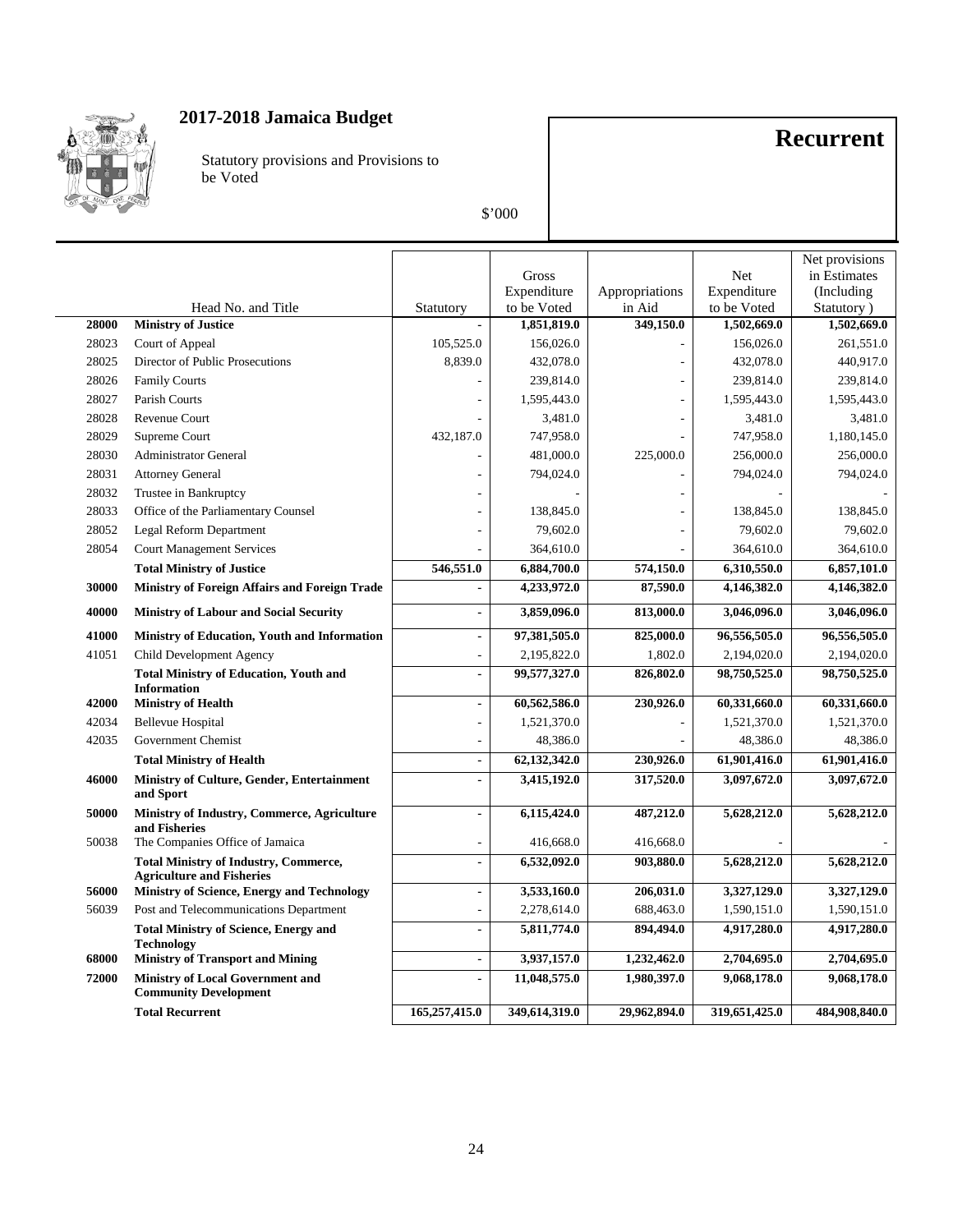# 2017-2018 Jamaica Budget

Statutory provisions and Provisions to be Voted

\$'000

## Recurrent

| | Head No. and Title | Statutory | Gross Expenditure to be Voted | Appropriations in Aid | Net Expenditure to be Voted | Net provisions in Estimates (Including Statutory ) |
|---|---|---|---|---|---|---|
| **28000** | **Ministry of Justice** | **-** | **1,851,819.0** | **349,150.0** | **1,502,669.0** | **1,502,669.0** |
| 28023 | Court of Appeal | 105,525.0 | 156,026.0 | - | 156,026.0 | 261,551.0 |
| 28025 | Director of Public Prosecutions | 8,839.0 | 432,078.0 | - | 432,078.0 | 440,917.0 |
| 28026 | Family Courts | - | 239,814.0 | - | 239,814.0 | 239,814.0 |
| 28027 | Parish Courts | - | 1,595,443.0 | - | 1,595,443.0 | 1,595,443.0 |
| 28028 | Revenue Court | - | 3,481.0 | - | 3,481.0 | 3,481.0 |
| 28029 | Supreme Court | 432,187.0 | 747,958.0 | - | 747,958.0 | 1,180,145.0 |
| 28030 | Administrator General | - | 481,000.0 | 225,000.0 | 256,000.0 | 256,000.0 |
| 28031 | Attorney General | - | 794,024.0 | - | 794,024.0 | 794,024.0 |
| 28032 | Trustee in Bankruptcy | - | - | - | - | - |
| 28033 | Office of the Parliamentary Counsel | - | 138,845.0 | - | 138,845.0 | 138,845.0 |
| 28052 | Legal Reform Department | - | 79,602.0 | - | 79,602.0 | 79,602.0 |
| 28054 | Court Management Services | - | 364,610.0 | - | 364,610.0 | 364,610.0 |
| | **Total Ministry of Justice** | **546,551.0** | **6,884,700.0** | **574,150.0** | **6,310,550.0** | **6,857,101.0** |
| **30000** | **Ministry of Foreign Affairs and Foreign Trade** | **-** | **4,233,972.0** | **87,590.0** | **4,146,382.0** | **4,146,382.0** |
| **40000** | **Ministry of Labour and Social Security** | **-** | **3,859,096.0** | **813,000.0** | **3,046,096.0** | **3,046,096.0** |
| **41000** | **Ministry of Education, Youth and Information** | **-** | **97,381,505.0** | **825,000.0** | **96,556,505.0** | **96,556,505.0** |
| 41051 | Child Development Agency | - | 2,195,822.0 | 1,802.0 | 2,194,020.0 | 2,194,020.0 |
| | **Total Ministry of Education, Youth and Information** | **-** | **99,577,327.0** | **826,802.0** | **98,750,525.0** | **98,750,525.0** |
| **42000** | **Ministry of Health** | **-** | **60,562,586.0** | **230,926.0** | **60,331,660.0** | **60,331,660.0** |
| 42034 | Bellevue Hospital | - | 1,521,370.0 | - | 1,521,370.0 | 1,521,370.0 |
| 42035 | Government Chemist | - | 48,386.0 | - | 48,386.0 | 48,386.0 |
| | **Total Ministry of Health** | **-** | **62,132,342.0** | **230,926.0** | **61,901,416.0** | **61,901,416.0** |
| **46000** | **Ministry of Culture, Gender, Entertainment and Sport** | **-** | **3,415,192.0** | **317,520.0** | **3,097,672.0** | **3,097,672.0** |
| **50000** | **Ministry of Industry, Commerce, Agriculture and Fisheries** | **-** | **6,115,424.0** | **487,212.0** | **5,628,212.0** | **5,628,212.0** |
| 50038 | The Companies Office of Jamaica | - | 416,668.0 | 416,668.0 | - | - |
| | **Total Ministry of Industry, Commerce, Agriculture and Fisheries** | **-** | **6,532,092.0** | **903,880.0** | **5,628,212.0** | **5,628,212.0** |
| **56000** | **Ministry of Science, Energy and Technology** | **-** | **3,533,160.0** | **206,031.0** | **3,327,129.0** | **3,327,129.0** |
| 56039 | Post and Telecommunications Department | - | 2,278,614.0 | 688,463.0 | 1,590,151.0 | 1,590,151.0 |
| | **Total Ministry of Science, Energy and Technology** | **-** | **5,811,774.0** | **894,494.0** | **4,917,280.0** | **4,917,280.0** |
| **68000** | **Ministry of Transport and Mining** | **-** | **3,937,157.0** | **1,232,462.0** | **2,704,695.0** | **2,704,695.0** |
| **72000** | **Ministry of Local Government and Community Development** | **-** | **11,048,575.0** | **1,980,397.0** | **9,068,178.0** | **9,068,178.0** |
| | **Total Recurrent** | **165,257,415.0** | **349,614,319.0** | **29,962,894.0** | **319,651,425.0** | **484,908,840.0** |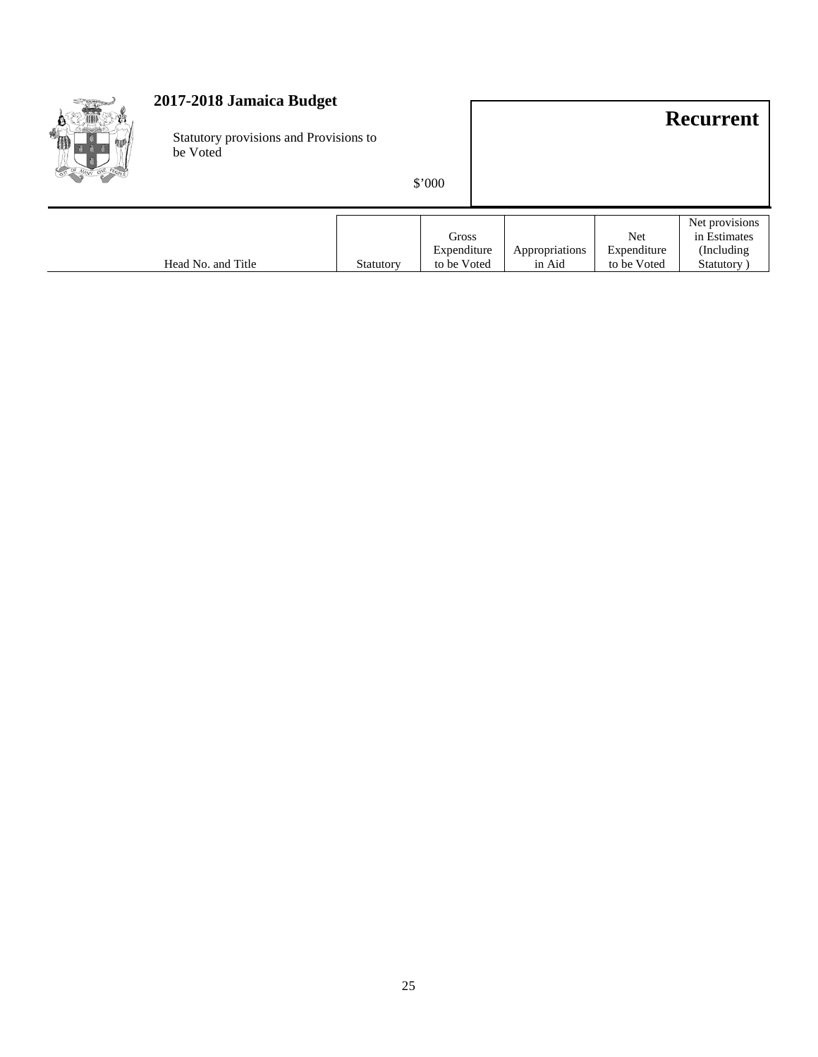# 2017-2018 Jamaica Budget

Statutory provisions and Provisions to be Voted

$'000

**Recurrent**

| Head No. and Title | Statutory | Gross Expenditure to be Voted | Appropriations in Aid | Net Expenditure to be Voted | Net provisions in Estimates (Including Statutory ) |
|---|---|---|---|---|---|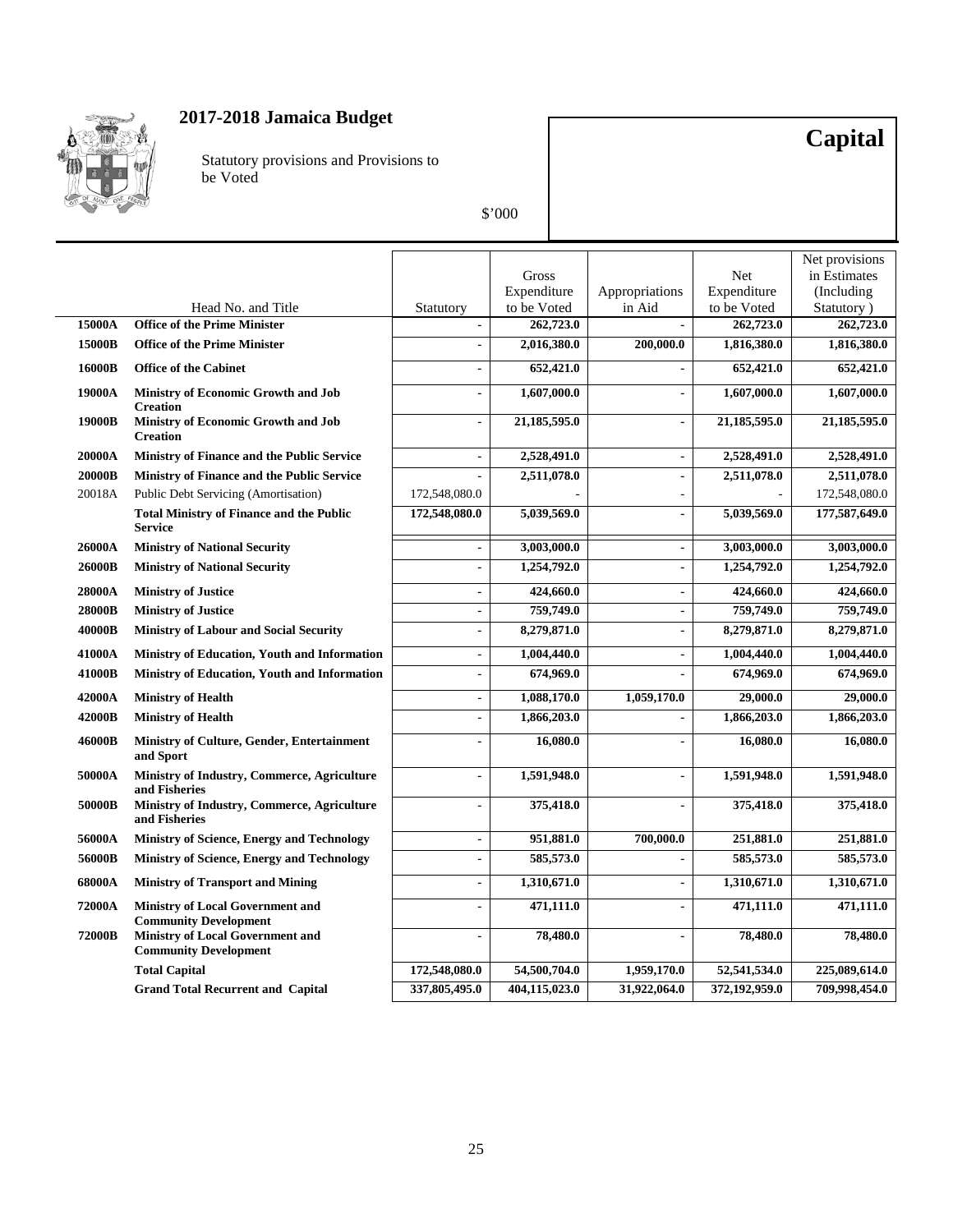# 2017-2018 Jamaica Budget

Statutory provisions and Provisions to be Voted

\$'000

## Capital

| | Head No. and Title | Statutory | Gross Expenditure to be Voted | Appropriations in Aid | Net Expenditure to be Voted | Net provisions in Estimates (Including Statutory ) |
|---|---|---|---|---|---|---|
| **15000A** | **Office of the Prime Minister** | - | **262,723.0** | - | **262,723.0** | **262,723.0** |
| **15000B** | **Office of the Prime Minister** | - | **2,016,380.0** | **200,000.0** | **1,816,380.0** | **1,816,380.0** |
| **16000B** | **Office of the Cabinet** | - | **652,421.0** | - | **652,421.0** | **652,421.0** |
| **19000A** | **Ministry of Economic Growth and Job Creation** | - | **1,607,000.0** | - | **1,607,000.0** | **1,607,000.0** |
| **19000B** | **Ministry of Economic Growth and Job Creation** | - | **21,185,595.0** | - | **21,185,595.0** | **21,185,595.0** |
| **20000A** | **Ministry of Finance and the Public Service** | - | **2,528,491.0** | - | **2,528,491.0** | **2,528,491.0** |
| **20000B** | **Ministry of Finance and the Public Service** | - | **2,511,078.0** | - | **2,511,078.0** | **2,511,078.0** |
| 20018A | Public Debt Servicing (Amortisation) | 172,548,080.0 | - | - | - | 172,548,080.0 |
| | **Total Ministry of Finance and the Public Service** | **172,548,080.0** | **5,039,569.0** | - | **5,039,569.0** | **177,587,649.0** |
| **26000A** | **Ministry of National Security** | - | **3,003,000.0** | - | **3,003,000.0** | **3,003,000.0** |
| **26000B** | **Ministry of National Security** | - | **1,254,792.0** | - | **1,254,792.0** | **1,254,792.0** |
| **28000A** | **Ministry of Justice** | - | **424,660.0** | - | **424,660.0** | **424,660.0** |
| **28000B** | **Ministry of Justice** | - | **759,749.0** | - | **759,749.0** | **759,749.0** |
| **40000B** | **Ministry of Labour and Social Security** | - | **8,279,871.0** | - | **8,279,871.0** | **8,279,871.0** |
| **41000A** | **Ministry of Education, Youth and Information** | - | **1,004,440.0** | - | **1,004,440.0** | **1,004,440.0** |
| **41000B** | **Ministry of Education, Youth and Information** | - | **674,969.0** | - | **674,969.0** | **674,969.0** |
| **42000A** | **Ministry of Health** | - | **1,088,170.0** | **1,059,170.0** | **29,000.0** | **29,000.0** |
| **42000B** | **Ministry of Health** | - | **1,866,203.0** | - | **1,866,203.0** | **1,866,203.0** |
| **46000B** | **Ministry of Culture, Gender, Entertainment and Sport** | - | **16,080.0** | - | **16,080.0** | **16,080.0** |
| **50000A** | **Ministry of Industry, Commerce, Agriculture and Fisheries** | - | **1,591,948.0** | - | **1,591,948.0** | **1,591,948.0** |
| **50000B** | **Ministry of Industry, Commerce, Agriculture and Fisheries** | - | **375,418.0** | - | **375,418.0** | **375,418.0** |
| **56000A** | **Ministry of Science, Energy and Technology** | - | **951,881.0** | **700,000.0** | **251,881.0** | **251,881.0** |
| **56000B** | **Ministry of Science, Energy and Technology** | - | **585,573.0** | - | **585,573.0** | **585,573.0** |
| **68000A** | **Ministry of Transport and Mining** | - | **1,310,671.0** | - | **1,310,671.0** | **1,310,671.0** |
| **72000A** | **Ministry of Local Government and Community Development** | - | **471,111.0** | - | **471,111.0** | **471,111.0** |
| **72000B** | **Ministry of Local Government and Community Development** | - | **78,480.0** | - | **78,480.0** | **78,480.0** |
| | **Total Capital** | **172,548,080.0** | **54,500,704.0** | **1,959,170.0** | **52,541,534.0** | **225,089,614.0** |
| | **Grand Total Recurrent and Capital** | **337,805,495.0** | **404,115,023.0** | **31,922,064.0** | **372,192,959.0** | **709,998,454.0** |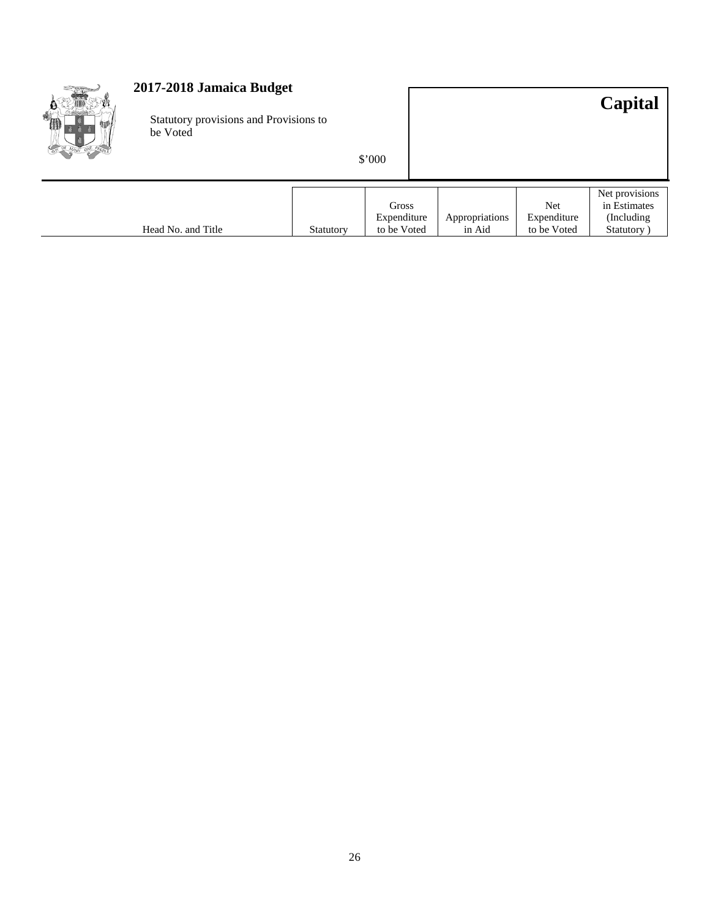# 2017-2018 Jamaica Budget

Statutory provisions and Provisions to be Voted

$'000

**Capital**

| Head No. and Title | Statutory | Gross Expenditure to be Voted | Appropriations in Aid | Net Expenditure to be Voted | Net provisions in Estimates (Including Statutory ) |
|---|---|---|---|---|---|